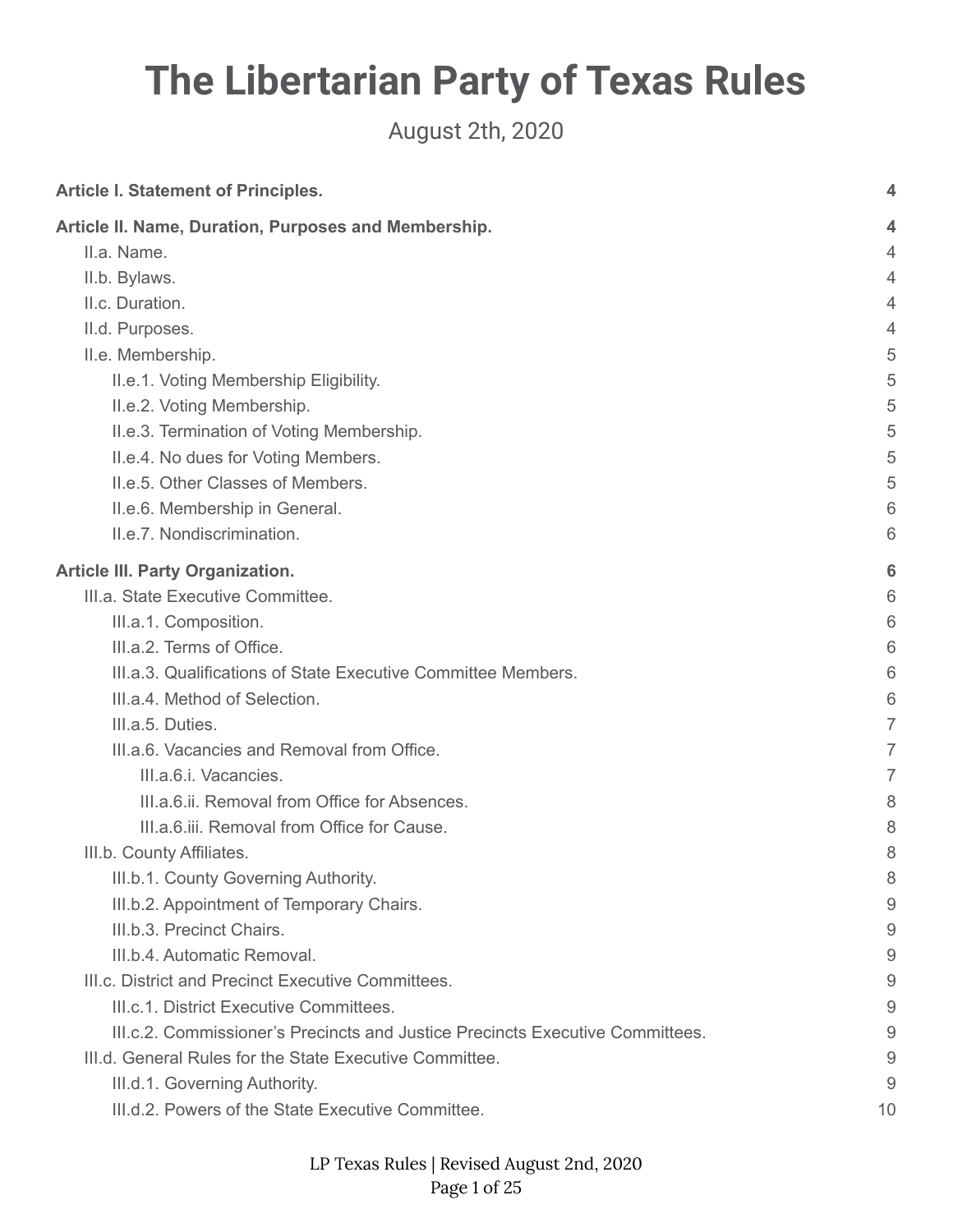# The Libertarian Party of Texas Rules

August 2th, 2020

**Article I. Statement of Principles. 4**

**Article II. Name, Duration, Purposes and Membership. 4**

- II.a. Name. 4
- II.b. Bylaws. 4
- II.c. Duration. 4
- II.d. Purposes. 4
- II.e. Membership. 5
  - II.e.1. Voting Membership Eligibility. 5
  - II.e.2. Voting Membership. 5
  - II.e.3. Termination of Voting Membership. 5
  - II.e.4. No dues for Voting Members. 5
  - II.e.5. Other Classes of Members. 5
  - II.e.6. Membership in General. 6
  - II.e.7. Nondiscrimination. 6

**Article III. Party Organization. 6**

- III.a. State Executive Committee. 6
  - III.a.1. Composition. 6
  - III.a.2. Terms of Office. 6
  - III.a.3. Qualifications of State Executive Committee Members. 6
  - III.a.4. Method of Selection. 6
  - III.a.5. Duties. 7
  - III.a.6. Vacancies and Removal from Office. 7
    - III.a.6.i. Vacancies. 7
    - III.a.6.ii. Removal from Office for Absences. 8
    - III.a.6.iii. Removal from Office for Cause. 8
- III.b. County Affiliates. 8
  - III.b.1. County Governing Authority. 8
  - III.b.2. Appointment of Temporary Chairs. 9
  - III.b.3. Precinct Chairs. 9
  - III.b.4. Automatic Removal. 9
- III.c. District and Precinct Executive Committees. 9
  - III.c.1. District Executive Committees. 9
  - III.c.2. Commissioner's Precincts and Justice Precincts Executive Committees. 9
- III.d. General Rules for the State Executive Committee. 9
  - III.d.1. Governing Authority. 9
  - III.d.2. Powers of the State Executive Committee. 10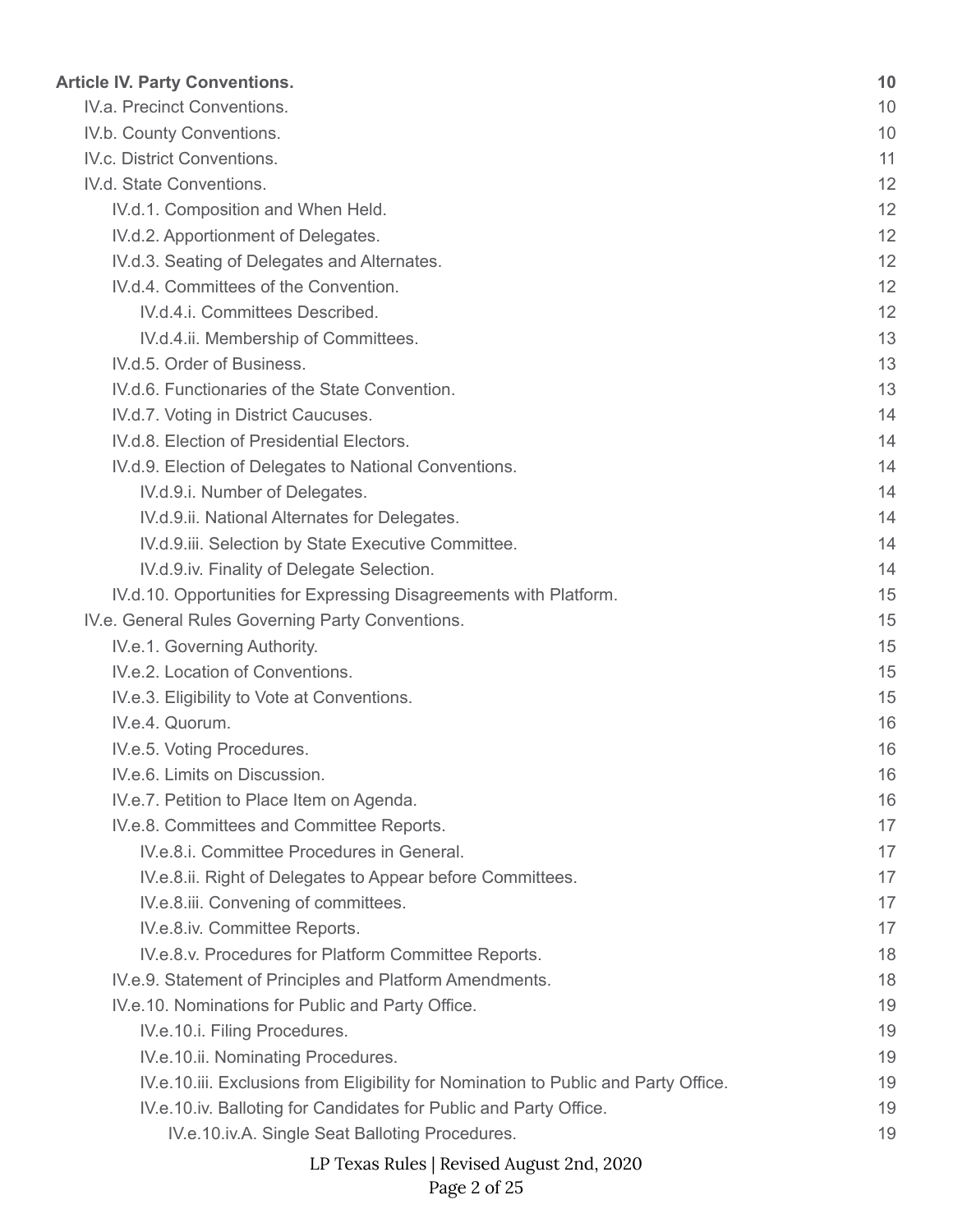**Article IV. Party Conventions.** **10**

- IV.a. Precinct Conventions. 10
- IV.b. County Conventions. 10
- IV.c. District Conventions. 11
- IV.d. State Conventions. 12
  - IV.d.1. Composition and When Held. 12
  - IV.d.2. Apportionment of Delegates. 12
  - IV.d.3. Seating of Delegates and Alternates. 12
  - IV.d.4. Committees of the Convention. 12
    - IV.d.4.i. Committees Described. 12
    - IV.d.4.ii. Membership of Committees. 13
  - IV.d.5. Order of Business. 13
  - IV.d.6. Functionaries of the State Convention. 13
  - IV.d.7. Voting in District Caucuses. 14
  - IV.d.8. Election of Presidential Electors. 14
  - IV.d.9. Election of Delegates to National Conventions. 14
    - IV.d.9.i. Number of Delegates. 14
    - IV.d.9.ii. National Alternates for Delegates. 14
    - IV.d.9.iii. Selection by State Executive Committee. 14
    - IV.d.9.iv. Finality of Delegate Selection. 14
  - IV.d.10. Opportunities for Expressing Disagreements with Platform. 15
- IV.e. General Rules Governing Party Conventions. 15
  - IV.e.1. Governing Authority. 15
  - IV.e.2. Location of Conventions. 15
  - IV.e.3. Eligibility to Vote at Conventions. 15
  - IV.e.4. Quorum. 16
  - IV.e.5. Voting Procedures. 16
  - IV.e.6. Limits on Discussion. 16
  - IV.e.7. Petition to Place Item on Agenda. 16
  - IV.e.8. Committees and Committee Reports. 17
    - IV.e.8.i. Committee Procedures in General. 17
    - IV.e.8.ii. Right of Delegates to Appear before Committees. 17
    - IV.e.8.iii. Convening of committees. 17
    - IV.e.8.iv. Committee Reports. 17
    - IV.e.8.v. Procedures for Platform Committee Reports. 18
  - IV.e.9. Statement of Principles and Platform Amendments. 18
  - IV.e.10. Nominations for Public and Party Office. 19
    - IV.e.10.i. Filing Procedures. 19
    - IV.e.10.ii. Nominating Procedures. 19
    - IV.e.10.iii. Exclusions from Eligibility for Nomination to Public and Party Office. 19
    - IV.e.10.iv. Balloting for Candidates for Public and Party Office. 19
      - IV.e.10.iv.A. Single Seat Balloting Procedures. 19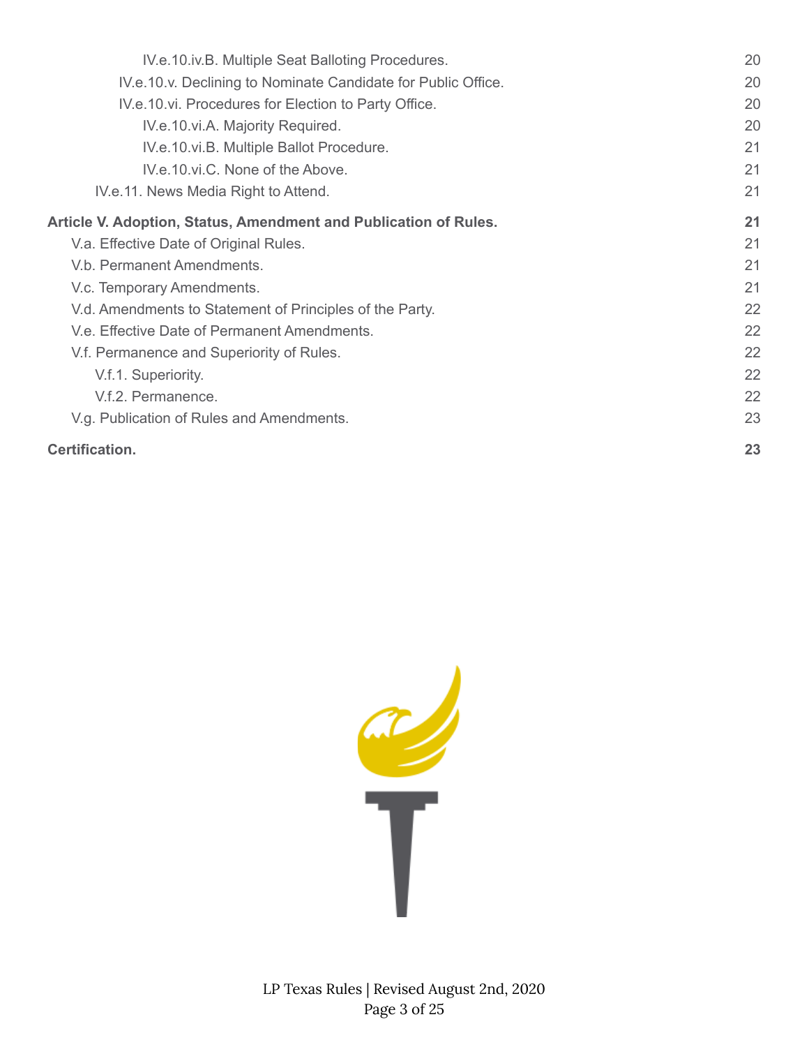- IV.e.10.iv.B. Multiple Seat Balloting Procedures. 20
- IV.e.10.v. Declining to Nominate Candidate for Public Office. 20
- IV.e.10.vi. Procedures for Election to Party Office. 20
- IV.e.10.vi.A. Majority Required. 20
- IV.e.10.vi.B. Multiple Ballot Procedure. 21
- IV.e.10.vi.C. None of the Above. 21
- IV.e.11. News Media Right to Attend. 21

**Article V. Adoption, Status, Amendment and Publication of Rules. 21**

- V.a. Effective Date of Original Rules. 21
- V.b. Permanent Amendments. 21
- V.c. Temporary Amendments. 21
- V.d. Amendments to Statement of Principles of the Party. 22
- V.e. Effective Date of Permanent Amendments. 22
- V.f. Permanence and Superiority of Rules. 22
- V.f.1. Superiority. 22
- V.f.2. Permanence. 22
- V.g. Publication of Rules and Amendments. 23

**Certification. 23**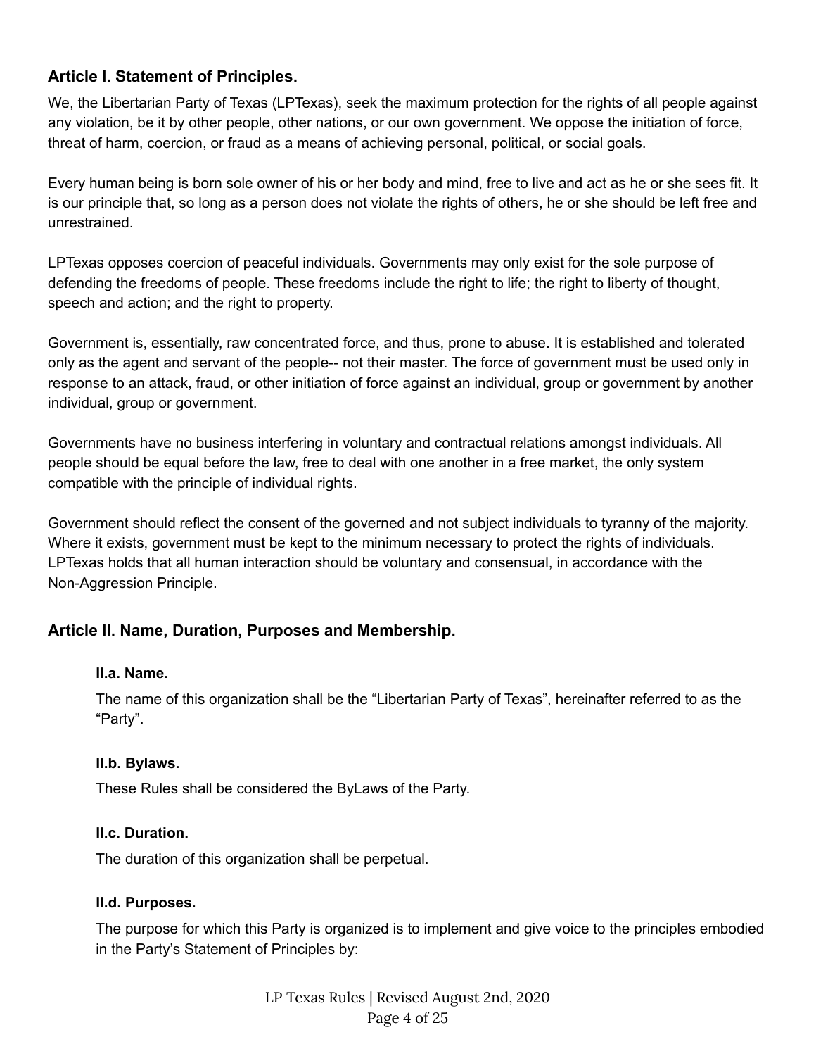## Article I. Statement of Principles.

We, the Libertarian Party of Texas (LPTexas), seek the maximum protection for the rights of all people against any violation, be it by other people, other nations, or our own government. We oppose the initiation of force, threat of harm, coercion, or fraud as a means of achieving personal, political, or social goals.

Every human being is born sole owner of his or her body and mind, free to live and act as he or she sees fit. It is our principle that, so long as a person does not violate the rights of others, he or she should be left free and unrestrained.

LPTexas opposes coercion of peaceful individuals. Governments may only exist for the sole purpose of defending the freedoms of people. These freedoms include the right to life; the right to liberty of thought, speech and action; and the right to property.

Government is, essentially, raw concentrated force, and thus, prone to abuse. It is established and tolerated only as the agent and servant of the people-- not their master. The force of government must be used only in response to an attack, fraud, or other initiation of force against an individual, group or government by another individual, group or government.

Governments have no business interfering in voluntary and contractual relations amongst individuals. All people should be equal before the law, free to deal with one another in a free market, the only system compatible with the principle of individual rights.

Government should reflect the consent of the governed and not subject individuals to tyranny of the majority. Where it exists, government must be kept to the minimum necessary to protect the rights of individuals. LPTexas holds that all human interaction should be voluntary and consensual, in accordance with the Non-Aggression Principle.

## Article II. Name, Duration, Purposes and Membership.

### II.a. Name.

The name of this organization shall be the "Libertarian Party of Texas", hereinafter referred to as the "Party".

### II.b. Bylaws.

These Rules shall be considered the ByLaws of the Party.

### II.c. Duration.

The duration of this organization shall be perpetual.

### II.d. Purposes.

The purpose for which this Party is organized is to implement and give voice to the principles embodied in the Party's Statement of Principles by: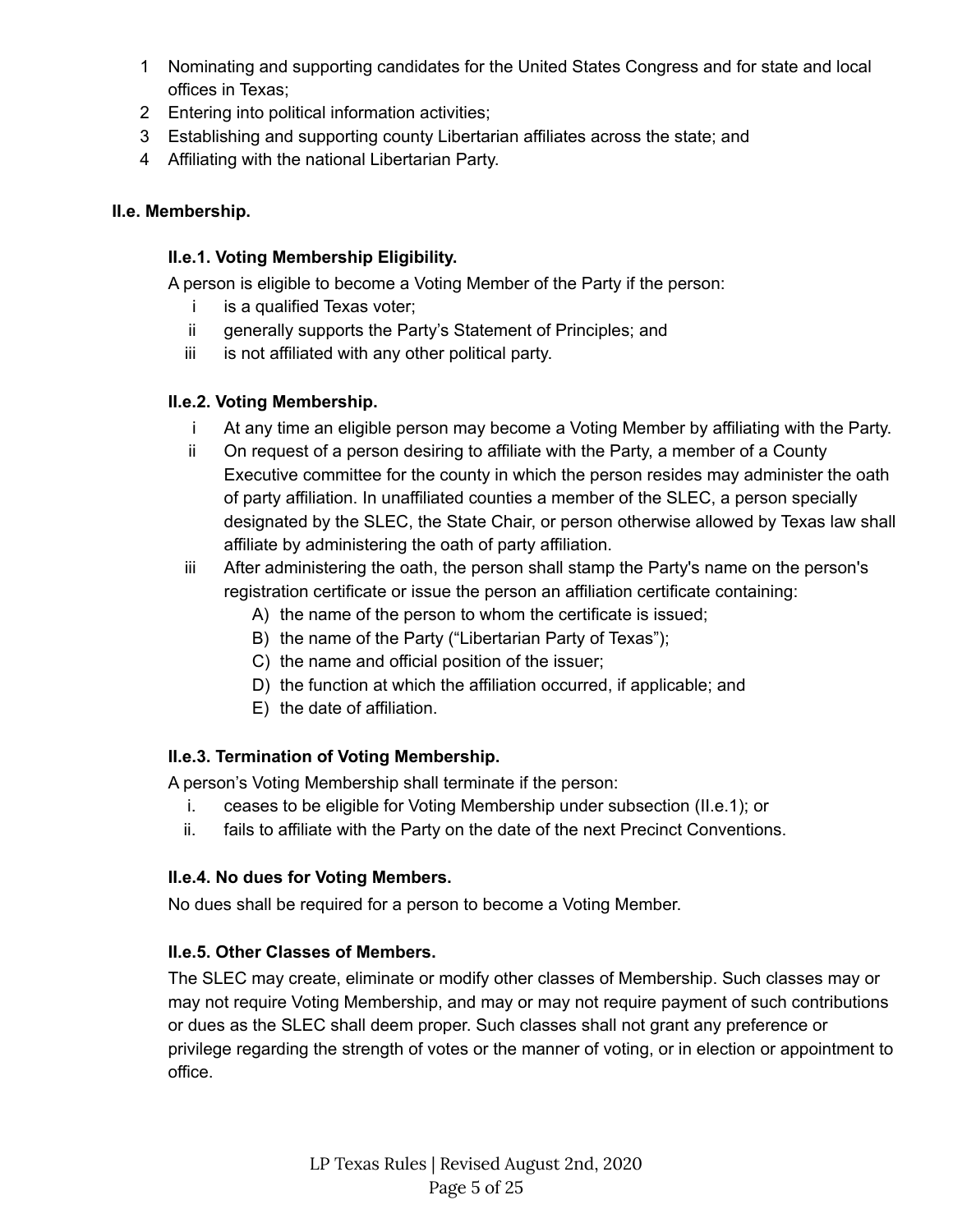1. Nominating and supporting candidates for the United States Congress and for state and local offices in Texas;
2. Entering into political information activities;
3. Establishing and supporting county Libertarian affiliates across the state; and
4. Affiliating with the national Libertarian Party.

### II.e. Membership.

#### II.e.1. Voting Membership Eligibility.

A person is eligible to become a Voting Member of the Party if the person:

- i is a qualified Texas voter;
- ii generally supports the Party's Statement of Principles; and
- iii is not affiliated with any other political party.

#### II.e.2. Voting Membership.

- i At any time an eligible person may become a Voting Member by affiliating with the Party.
- ii On request of a person desiring to affiliate with the Party, a member of a County Executive committee for the county in which the person resides may administer the oath of party affiliation. In unaffiliated counties a member of the SLEC, a person specially designated by the SLEC, the State Chair, or person otherwise allowed by Texas law shall affiliate by administering the oath of party affiliation.
- iii After administering the oath, the person shall stamp the Party's name on the person's registration certificate or issue the person an affiliation certificate containing:
  - A) the name of the person to whom the certificate is issued;
  - B) the name of the Party ("Libertarian Party of Texas");
  - C) the name and official position of the issuer;
  - D) the function at which the affiliation occurred, if applicable; and
  - E) the date of affiliation.

#### II.e.3. Termination of Voting Membership.

A person's Voting Membership shall terminate if the person:

- i. ceases to be eligible for Voting Membership under subsection (II.e.1); or
- ii. fails to affiliate with the Party on the date of the next Precinct Conventions.

#### II.e.4. No dues for Voting Members.

No dues shall be required for a person to become a Voting Member.

#### II.e.5. Other Classes of Members.

The SLEC may create, eliminate or modify other classes of Membership. Such classes may or may not require Voting Membership, and may or may not require payment of such contributions or dues as the SLEC shall deem proper. Such classes shall not grant any preference or privilege regarding the strength of votes or the manner of voting, or in election or appointment to office.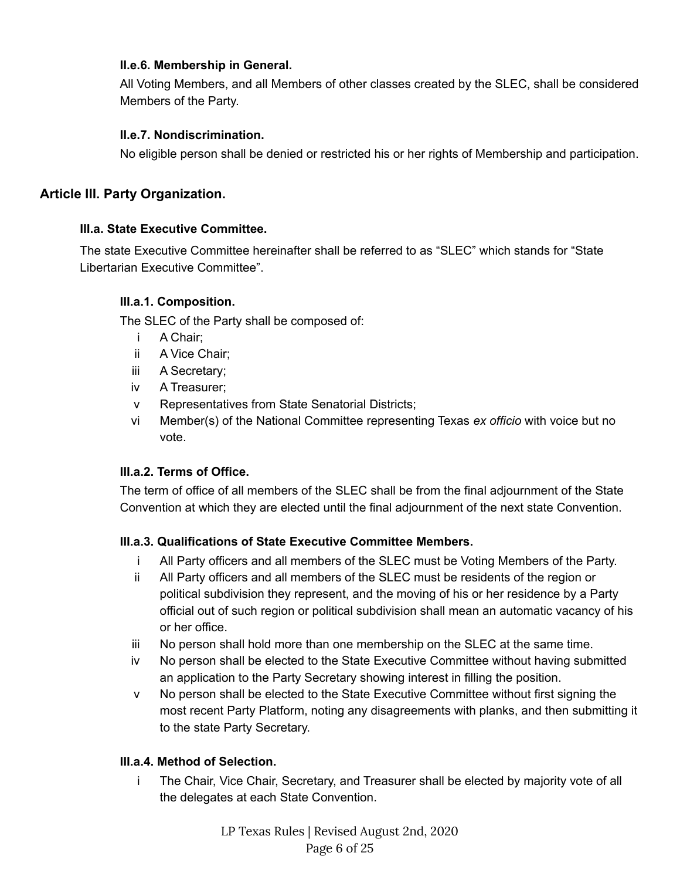#### II.e.6. Membership in General.

All Voting Members, and all Members of other classes created by the SLEC, shall be considered Members of the Party.

#### II.e.7. Nondiscrimination.

No eligible person shall be denied or restricted his or her rights of Membership and participation.

## Article III. Party Organization.

### III.a. State Executive Committee.

The state Executive Committee hereinafter shall be referred to as "SLEC" which stands for "State Libertarian Executive Committee".

#### III.a.1. Composition.

The SLEC of the Party shall be composed of:

- i A Chair;
- ii A Vice Chair;
- iii A Secretary;
- iv A Treasurer;
- v Representatives from State Senatorial Districts;
- vi Member(s) of the National Committee representing Texas *ex officio* with voice but no vote.

#### III.a.2. Terms of Office.

The term of office of all members of the SLEC shall be from the final adjournment of the State Convention at which they are elected until the final adjournment of the next state Convention.

#### III.a.3. Qualifications of State Executive Committee Members.

- i All Party officers and all members of the SLEC must be Voting Members of the Party.
- ii All Party officers and all members of the SLEC must be residents of the region or political subdivision they represent, and the moving of his or her residence by a Party official out of such region or political subdivision shall mean an automatic vacancy of his or her office.
- iii No person shall hold more than one membership on the SLEC at the same time.
- iv No person shall be elected to the State Executive Committee without having submitted an application to the Party Secretary showing interest in filling the position.
- v No person shall be elected to the State Executive Committee without first signing the most recent Party Platform, noting any disagreements with planks, and then submitting it to the state Party Secretary.

#### III.a.4. Method of Selection.

- i The Chair, Vice Chair, Secretary, and Treasurer shall be elected by majority vote of all the delegates at each State Convention.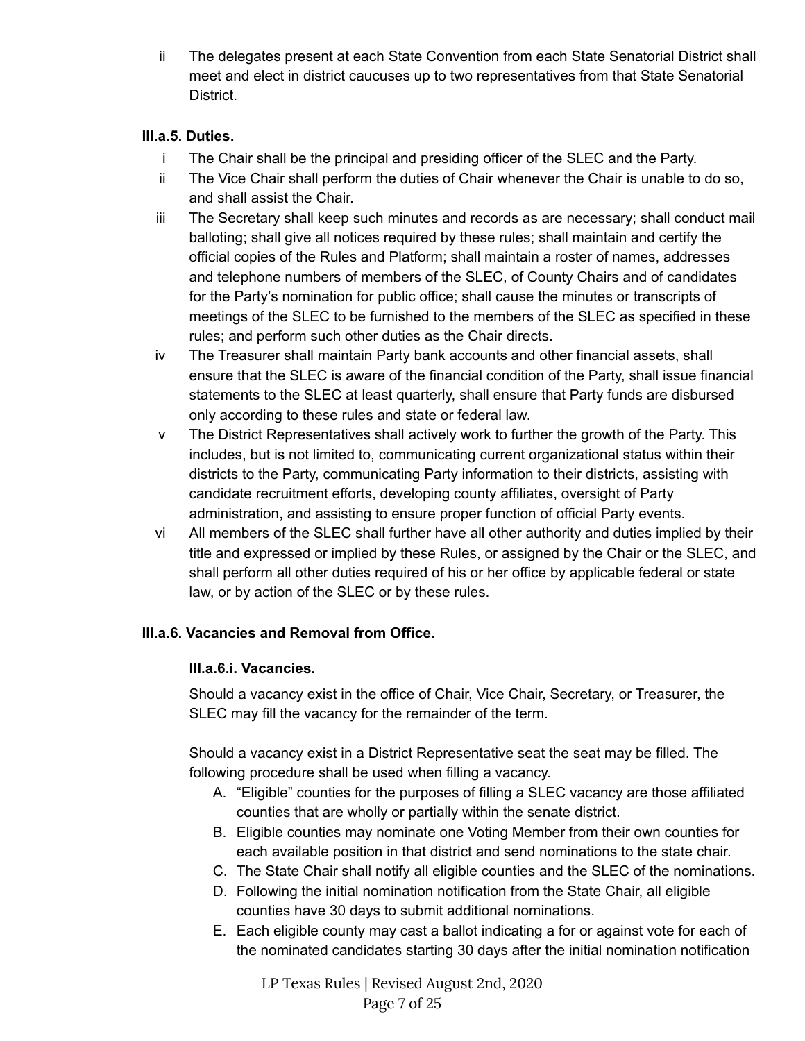ii The delegates present at each State Convention from each State Senatorial District shall meet and elect in district caucuses up to two representatives from that State Senatorial District.

**III.a.5. Duties.**

i The Chair shall be the principal and presiding officer of the SLEC and the Party.

ii The Vice Chair shall perform the duties of Chair whenever the Chair is unable to do so, and shall assist the Chair.

iii The Secretary shall keep such minutes and records as are necessary; shall conduct mail balloting; shall give all notices required by these rules; shall maintain and certify the official copies of the Rules and Platform; shall maintain a roster of names, addresses and telephone numbers of members of the SLEC, of County Chairs and of candidates for the Party's nomination for public office; shall cause the minutes or transcripts of meetings of the SLEC to be furnished to the members of the SLEC as specified in these rules; and perform such other duties as the Chair directs.

iv The Treasurer shall maintain Party bank accounts and other financial assets, shall ensure that the SLEC is aware of the financial condition of the Party, shall issue financial statements to the SLEC at least quarterly, shall ensure that Party funds are disbursed only according to these rules and state or federal law.

v The District Representatives shall actively work to further the growth of the Party. This includes, but is not limited to, communicating current organizational status within their districts to the Party, communicating Party information to their districts, assisting with candidate recruitment efforts, developing county affiliates, oversight of Party administration, and assisting to ensure proper function of official Party events.

vi All members of the SLEC shall further have all other authority and duties implied by their title and expressed or implied by these Rules, or assigned by the Chair or the SLEC, and shall perform all other duties required of his or her office by applicable federal or state law, or by action of the SLEC or by these rules.

**III.a.6. Vacancies and Removal from Office.**

**III.a.6.i. Vacancies.**

Should a vacancy exist in the office of Chair, Vice Chair, Secretary, or Treasurer, the SLEC may fill the vacancy for the remainder of the term.

Should a vacancy exist in a District Representative seat the seat may be filled. The following procedure shall be used when filling a vacancy.

A. "Eligible" counties for the purposes of filling a SLEC vacancy are those affiliated counties that are wholly or partially within the senate district.
B. Eligible counties may nominate one Voting Member from their own counties for each available position in that district and send nominations to the state chair.
C. The State Chair shall notify all eligible counties and the SLEC of the nominations.
D. Following the initial nomination notification from the State Chair, all eligible counties have 30 days to submit additional nominations.
E. Each eligible county may cast a ballot indicating a for or against vote for each of the nominated candidates starting 30 days after the initial nomination notification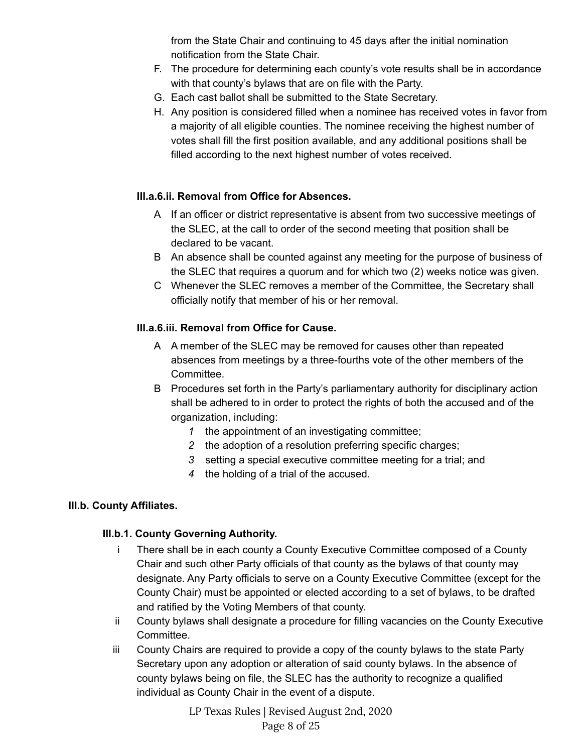from the State Chair and continuing to 45 days after the initial nomination notification from the State Chair.

F. The procedure for determining each county's vote results shall be in accordance with that county's bylaws that are on file with the Party.
G. Each cast ballot shall be submitted to the State Secretary.
H. Any position is considered filled when a nominee has received votes in favor from a majority of all eligible counties. The nominee receiving the highest number of votes shall fill the first position available, and any additional positions shall be filled according to the next highest number of votes received.

#### III.a.6.ii. Removal from Office for Absences.

A If an officer or district representative is absent from two successive meetings of the SLEC, at the call to order of the second meeting that position shall be declared to be vacant.

B An absence shall be counted against any meeting for the purpose of business of the SLEC that requires a quorum and for which two (2) weeks notice was given.

C Whenever the SLEC removes a member of the Committee, the Secretary shall officially notify that member of his or her removal.

#### III.a.6.iii. Removal from Office for Cause.

A A member of the SLEC may be removed for causes other than repeated absences from meetings by a three-fourths vote of the other members of the Committee.

B Procedures set forth in the Party's parliamentary authority for disciplinary action shall be adhered to in order to protect the rights of both the accused and of the organization, including:

*1* the appointment of an investigating committee;
*2* the adoption of a resolution preferring specific charges;
*3* setting a special executive committee meeting for a trial; and
*4* the holding of a trial of the accused.

## III.b. County Affiliates.

### III.b.1. County Governing Authority.

i There shall be in each county a County Executive Committee composed of a County Chair and such other Party officials of that county as the bylaws of that county may designate. Any Party officials to serve on a County Executive Committee (except for the County Chair) must be appointed or elected according to a set of bylaws, to be drafted and ratified by the Voting Members of that county.

ii County bylaws shall designate a procedure for filling vacancies on the County Executive Committee.

iii County Chairs are required to provide a copy of the county bylaws to the state Party Secretary upon any adoption or alteration of said county bylaws. In the absence of county bylaws being on file, the SLEC has the authority to recognize a qualified individual as County Chair in the event of a dispute.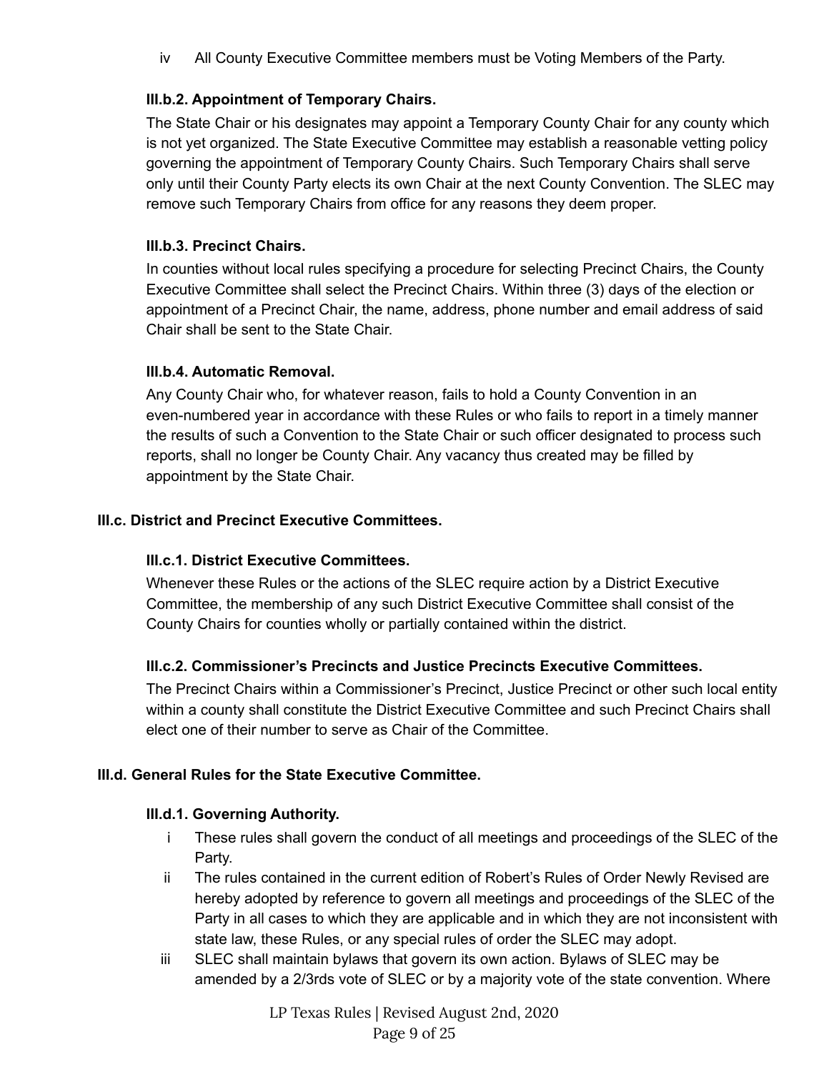iv All County Executive Committee members must be Voting Members of the Party.

#### III.b.2. Appointment of Temporary Chairs.

The State Chair or his designates may appoint a Temporary County Chair for any county which is not yet organized. The State Executive Committee may establish a reasonable vetting policy governing the appointment of Temporary County Chairs. Such Temporary Chairs shall serve only until their County Party elects its own Chair at the next County Convention. The SLEC may remove such Temporary Chairs from office for any reasons they deem proper.

#### III.b.3. Precinct Chairs.

In counties without local rules specifying a procedure for selecting Precinct Chairs, the County Executive Committee shall select the Precinct Chairs. Within three (3) days of the election or appointment of a Precinct Chair, the name, address, phone number and email address of said Chair shall be sent to the State Chair.

#### III.b.4. Automatic Removal.

Any County Chair who, for whatever reason, fails to hold a County Convention in an even-numbered year in accordance with these Rules or who fails to report in a timely manner the results of such a Convention to the State Chair or such officer designated to process such reports, shall no longer be County Chair. Any vacancy thus created may be filled by appointment by the State Chair.

### III.c. District and Precinct Executive Committees.

#### III.c.1. District Executive Committees.

Whenever these Rules or the actions of the SLEC require action by a District Executive Committee, the membership of any such District Executive Committee shall consist of the County Chairs for counties wholly or partially contained within the district.

#### III.c.2. Commissioner's Precincts and Justice Precincts Executive Committees.

The Precinct Chairs within a Commissioner's Precinct, Justice Precinct or other such local entity within a county shall constitute the District Executive Committee and such Precinct Chairs shall elect one of their number to serve as Chair of the Committee.

### III.d. General Rules for the State Executive Committee.

#### III.d.1. Governing Authority.

i These rules shall govern the conduct of all meetings and proceedings of the SLEC of the Party.

ii The rules contained in the current edition of Robert's Rules of Order Newly Revised are hereby adopted by reference to govern all meetings and proceedings of the SLEC of the Party in all cases to which they are applicable and in which they are not inconsistent with state law, these Rules, or any special rules of order the SLEC may adopt.

iii SLEC shall maintain bylaws that govern its own action. Bylaws of SLEC may be amended by a 2/3rds vote of SLEC or by a majority vote of the state convention. Where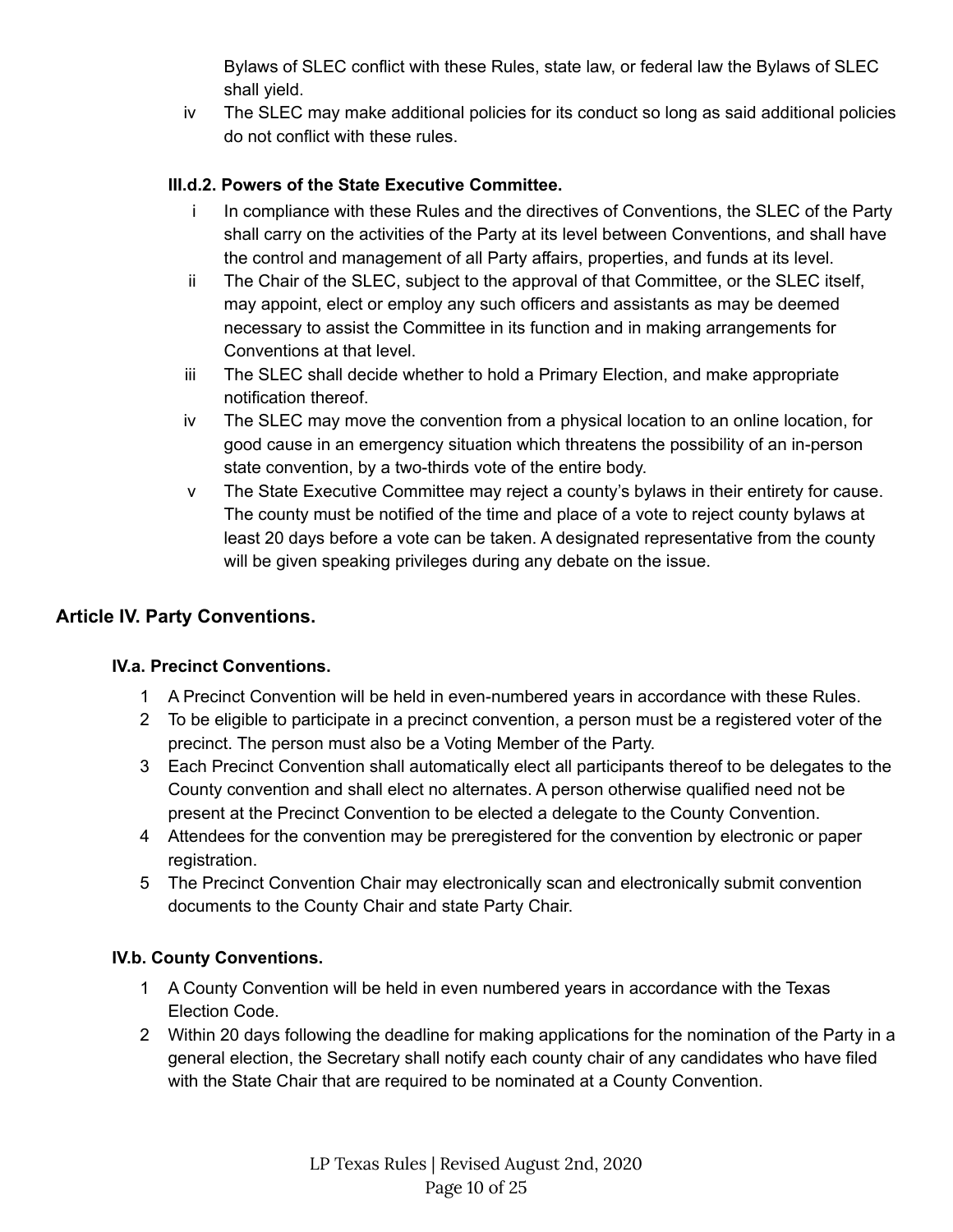Bylaws of SLEC conflict with these Rules, state law, or federal law the Bylaws of SLEC shall yield.

iv The SLEC may make additional policies for its conduct so long as said additional policies do not conflict with these rules.

#### III.d.2. Powers of the State Executive Committee.

i In compliance with these Rules and the directives of Conventions, the SLEC of the Party shall carry on the activities of the Party at its level between Conventions, and shall have the control and management of all Party affairs, properties, and funds at its level.

ii The Chair of the SLEC, subject to the approval of that Committee, or the SLEC itself, may appoint, elect or employ any such officers and assistants as may be deemed necessary to assist the Committee in its function and in making arrangements for Conventions at that level.

iii The SLEC shall decide whether to hold a Primary Election, and make appropriate notification thereof.

iv The SLEC may move the convention from a physical location to an online location, for good cause in an emergency situation which threatens the possibility of an in-person state convention, by a two-thirds vote of the entire body.

v The State Executive Committee may reject a county's bylaws in their entirety for cause. The county must be notified of the time and place of a vote to reject county bylaws at least 20 days before a vote can be taken. A designated representative from the county will be given speaking privileges during any debate on the issue.

## Article IV. Party Conventions.

### IV.a. Precinct Conventions.

1. A Precinct Convention will be held in even-numbered years in accordance with these Rules.
2. To be eligible to participate in a precinct convention, a person must be a registered voter of the precinct. The person must also be a Voting Member of the Party.
3. Each Precinct Convention shall automatically elect all participants thereof to be delegates to the County convention and shall elect no alternates. A person otherwise qualified need not be present at the Precinct Convention to be elected a delegate to the County Convention.
4. Attendees for the convention may be preregistered for the convention by electronic or paper registration.
5. The Precinct Convention Chair may electronically scan and electronically submit convention documents to the County Chair and state Party Chair.

### IV.b. County Conventions.

1. A County Convention will be held in even numbered years in accordance with the Texas Election Code.
2. Within 20 days following the deadline for making applications for the nomination of the Party in a general election, the Secretary shall notify each county chair of any candidates who have filed with the State Chair that are required to be nominated at a County Convention.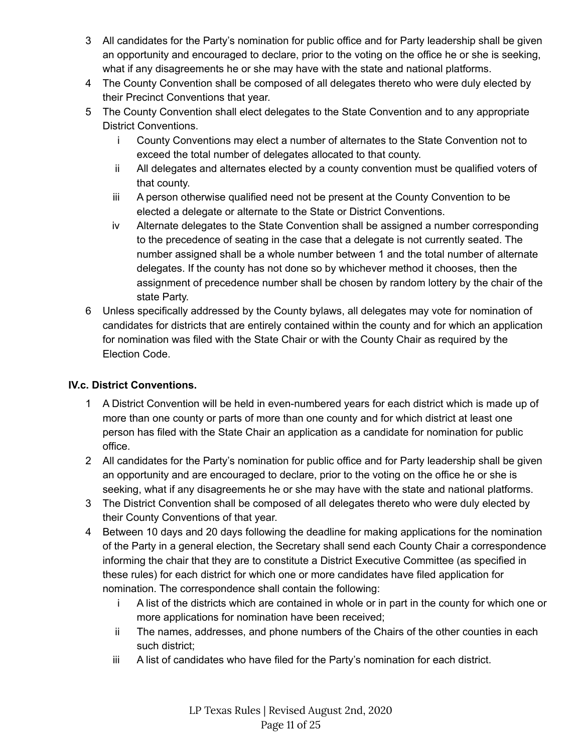3. All candidates for the Party's nomination for public office and for Party leadership shall be given an opportunity and encouraged to declare, prior to the voting on the office he or she is seeking, what if any disagreements he or she may have with the state and national platforms.
4. The County Convention shall be composed of all delegates thereto who were duly elected by their Precinct Conventions that year.
5. The County Convention shall elect delegates to the State Convention and to any appropriate District Conventions.
   - i. County Conventions may elect a number of alternates to the State Convention not to exceed the total number of delegates allocated to that county.
   - ii. All delegates and alternates elected by a county convention must be qualified voters of that county.
   - iii. A person otherwise qualified need not be present at the County Convention to be elected a delegate or alternate to the State or District Conventions.
   - iv. Alternate delegates to the State Convention shall be assigned a number corresponding to the precedence of seating in the case that a delegate is not currently seated. The number assigned shall be a whole number between 1 and the total number of alternate delegates. If the county has not done so by whichever method it chooses, then the assignment of precedence number shall be chosen by random lottery by the chair of the state Party.
6. Unless specifically addressed by the County bylaws, all delegates may vote for nomination of candidates for districts that are entirely contained within the county and for which an application for nomination was filed with the State Chair or with the County Chair as required by the Election Code.

**IV.c. District Conventions.**

1. A District Convention will be held in even-numbered years for each district which is made up of more than one county or parts of more than one county and for which district at least one person has filed with the State Chair an application as a candidate for nomination for public office.
2. All candidates for the Party's nomination for public office and for Party leadership shall be given an opportunity and are encouraged to declare, prior to the voting on the office he or she is seeking, what if any disagreements he or she may have with the state and national platforms.
3. The District Convention shall be composed of all delegates thereto who were duly elected by their County Conventions of that year.
4. Between 10 days and 20 days following the deadline for making applications for the nomination of the Party in a general election, the Secretary shall send each County Chair a correspondence informing the chair that they are to constitute a District Executive Committee (as specified in these rules) for each district for which one or more candidates have filed application for nomination. The correspondence shall contain the following:
   - i. A list of the districts which are contained in whole or in part in the county for which one or more applications for nomination have been received;
   - ii. The names, addresses, and phone numbers of the Chairs of the other counties in each such district;
   - iii. A list of candidates who have filed for the Party's nomination for each district.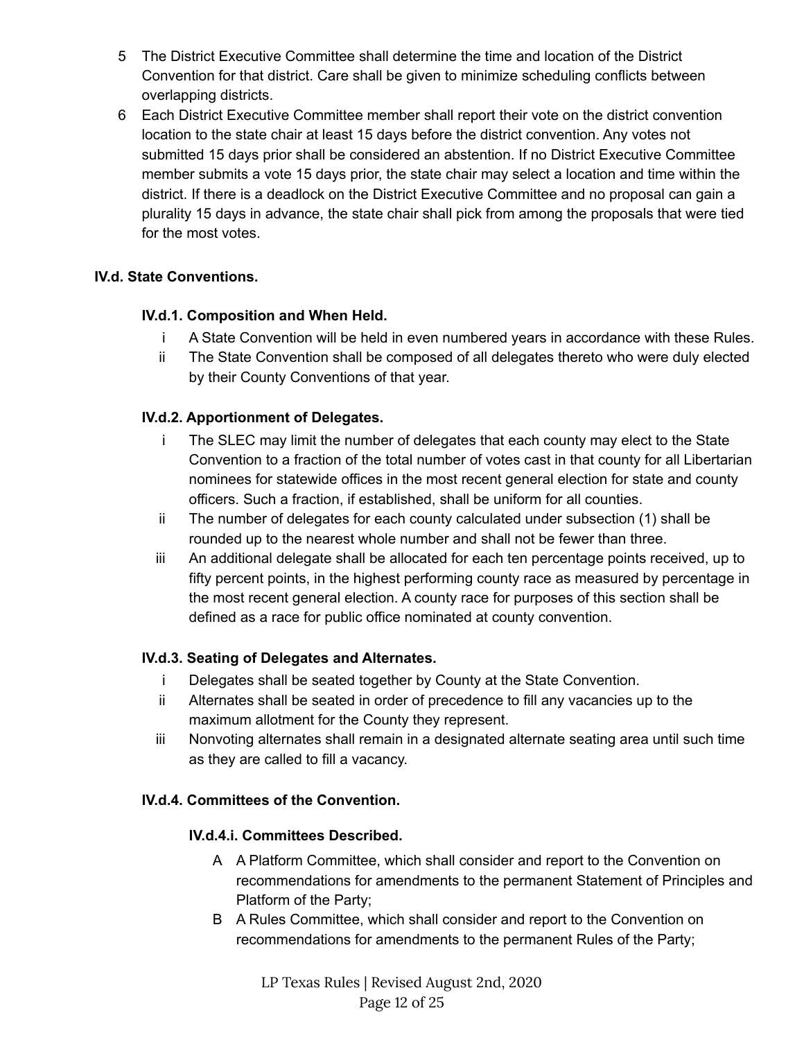5. The District Executive Committee shall determine the time and location of the District Convention for that district. Care shall be given to minimize scheduling conflicts between overlapping districts.
6. Each District Executive Committee member shall report their vote on the district convention location to the state chair at least 15 days before the district convention. Any votes not submitted 15 days prior shall be considered an abstention. If no District Executive Committee member submits a vote 15 days prior, the state chair may select a location and time within the district. If there is a deadlock on the District Executive Committee and no proposal can gain a plurality 15 days in advance, the state chair shall pick from among the proposals that were tied for the most votes.

## IV.d. State Conventions.

### IV.d.1. Composition and When Held.

- i A State Convention will be held in even numbered years in accordance with these Rules.
- ii The State Convention shall be composed of all delegates thereto who were duly elected by their County Conventions of that year.

### IV.d.2. Apportionment of Delegates.

- i The SLEC may limit the number of delegates that each county may elect to the State Convention to a fraction of the total number of votes cast in that county for all Libertarian nominees for statewide offices in the most recent general election for state and county officers. Such a fraction, if established, shall be uniform for all counties.
- ii The number of delegates for each county calculated under subsection (1) shall be rounded up to the nearest whole number and shall not be fewer than three.
- iii An additional delegate shall be allocated for each ten percentage points received, up to fifty percent points, in the highest performing county race as measured by percentage in the most recent general election. A county race for purposes of this section shall be defined as a race for public office nominated at county convention.

### IV.d.3. Seating of Delegates and Alternates.

- i Delegates shall be seated together by County at the State Convention.
- ii Alternates shall be seated in order of precedence to fill any vacancies up to the maximum allotment for the County they represent.
- iii Nonvoting alternates shall remain in a designated alternate seating area until such time as they are called to fill a vacancy.

### IV.d.4. Committees of the Convention.

#### IV.d.4.i. Committees Described.

- A A Platform Committee, which shall consider and report to the Convention on recommendations for amendments to the permanent Statement of Principles and Platform of the Party;
- B A Rules Committee, which shall consider and report to the Convention on recommendations for amendments to the permanent Rules of the Party;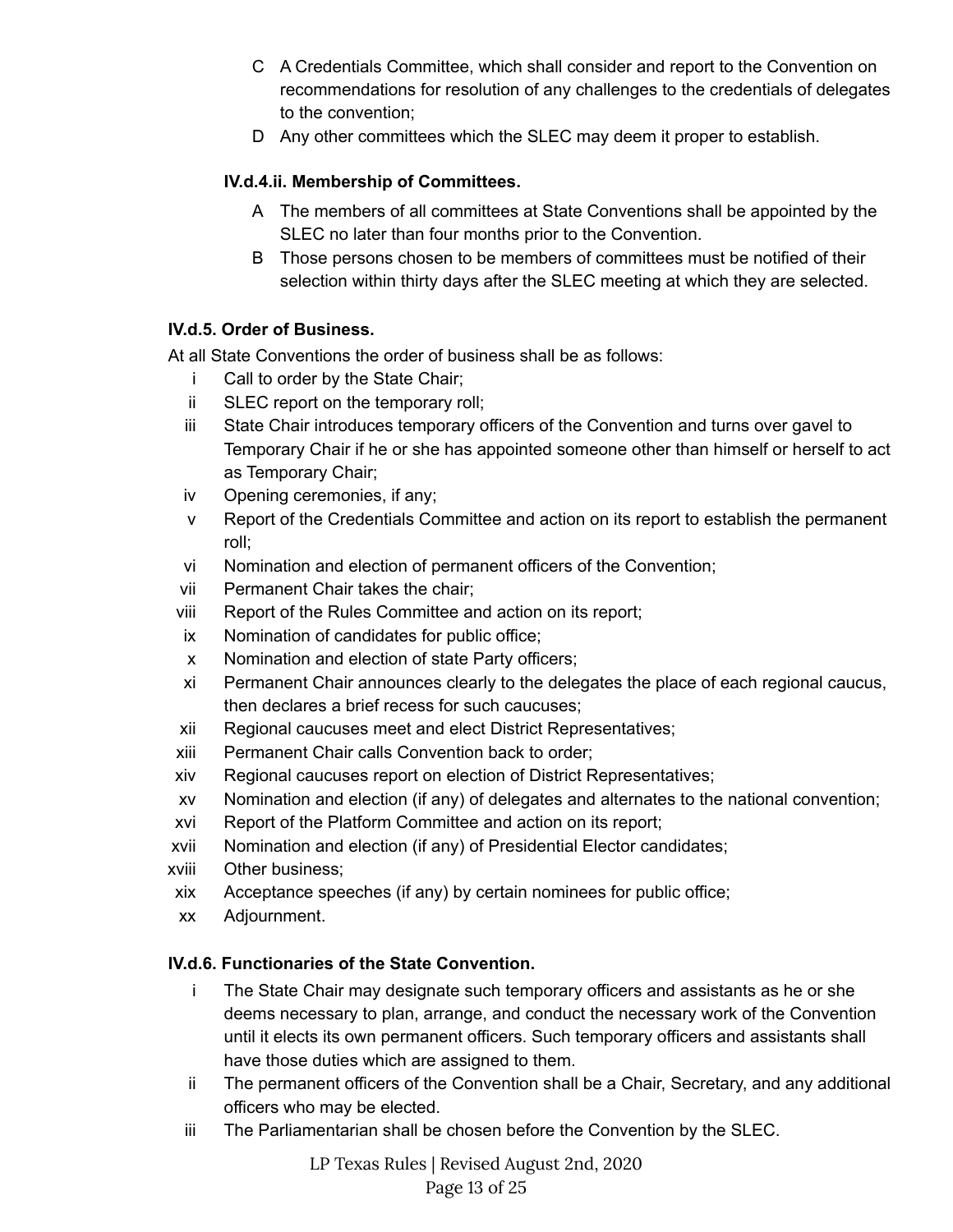C. A Credentials Committee, which shall consider and report to the Convention on recommendations for resolution of any challenges to the credentials of delegates to the convention;

D. Any other committees which the SLEC may deem it proper to establish.

**IV.d.4.ii. Membership of Committees.**

A. The members of all committees at State Conventions shall be appointed by the SLEC no later than four months prior to the Convention.

B. Those persons chosen to be members of committees must be notified of their selection within thirty days after the SLEC meeting at which they are selected.

**IV.d.5. Order of Business.**

At all State Conventions the order of business shall be as follows:

i. Call to order by the State Chair;
ii. SLEC report on the temporary roll;
iii. State Chair introduces temporary officers of the Convention and turns over gavel to Temporary Chair if he or she has appointed someone other than himself or herself to act as Temporary Chair;
iv. Opening ceremonies, if any;
v. Report of the Credentials Committee and action on its report to establish the permanent roll;
vi. Nomination and election of permanent officers of the Convention;
vii. Permanent Chair takes the chair;
viii. Report of the Rules Committee and action on its report;
ix. Nomination of candidates for public office;
x. Nomination and election of state Party officers;
xi. Permanent Chair announces clearly to the delegates the place of each regional caucus, then declares a brief recess for such caucuses;
xii. Regional caucuses meet and elect District Representatives;
xiii. Permanent Chair calls Convention back to order;
xiv. Regional caucuses report on election of District Representatives;
xv. Nomination and election (if any) of delegates and alternates to the national convention;
xvi. Report of the Platform Committee and action on its report;
xvii. Nomination and election (if any) of Presidential Elector candidates;
xviii. Other business;
xix. Acceptance speeches (if any) by certain nominees for public office;
xx. Adjournment.

**IV.d.6. Functionaries of the State Convention.**

i. The State Chair may designate such temporary officers and assistants as he or she deems necessary to plan, arrange, and conduct the necessary work of the Convention until it elects its own permanent officers. Such temporary officers and assistants shall have those duties which are assigned to them.
ii. The permanent officers of the Convention shall be a Chair, Secretary, and any additional officers who may be elected.
iii. The Parliamentarian shall be chosen before the Convention by the SLEC.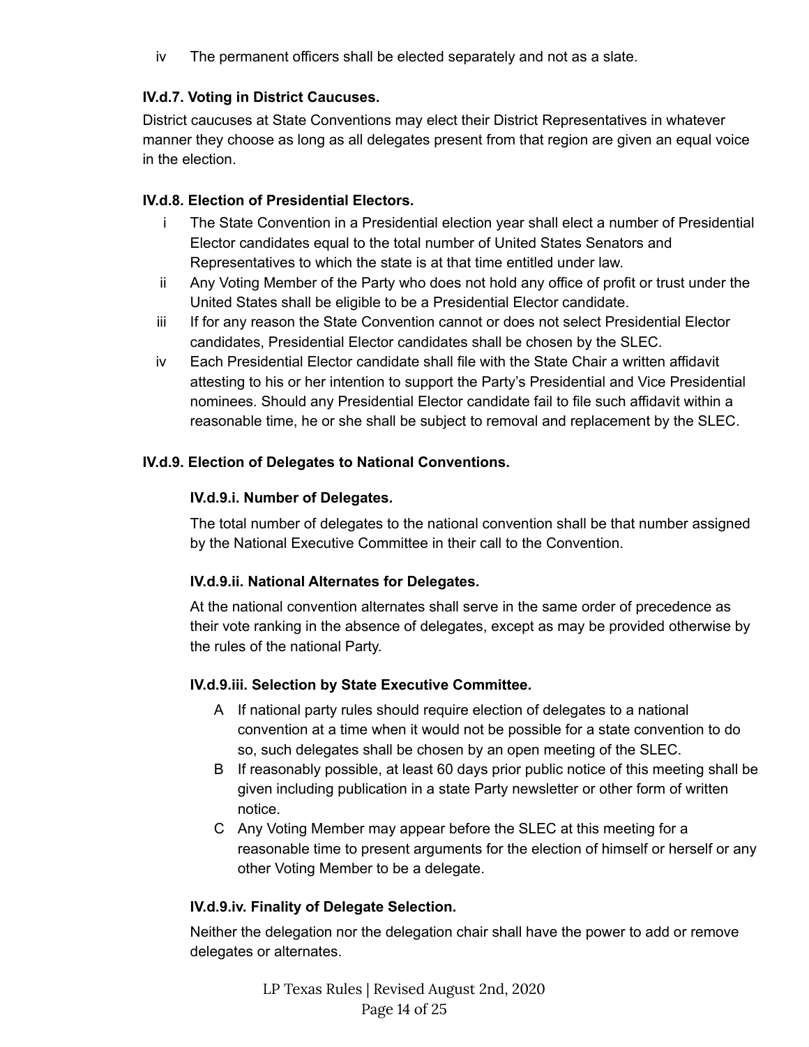iv The permanent officers shall be elected separately and not as a slate.

### IV.d.7. Voting in District Caucuses.

District caucuses at State Conventions may elect their District Representatives in whatever manner they choose as long as all delegates present from that region are given an equal voice in the election.

### IV.d.8. Election of Presidential Electors.

i The State Convention in a Presidential election year shall elect a number of Presidential Elector candidates equal to the total number of United States Senators and Representatives to which the state is at that time entitled under law.

ii Any Voting Member of the Party who does not hold any office of profit or trust under the United States shall be eligible to be a Presidential Elector candidate.

iii If for any reason the State Convention cannot or does not select Presidential Elector candidates, Presidential Elector candidates shall be chosen by the SLEC.

iv Each Presidential Elector candidate shall file with the State Chair a written affidavit attesting to his or her intention to support the Party's Presidential and Vice Presidential nominees. Should any Presidential Elector candidate fail to file such affidavit within a reasonable time, he or she shall be subject to removal and replacement by the SLEC.

### IV.d.9. Election of Delegates to National Conventions.

#### IV.d.9.i. Number of Delegates.

The total number of delegates to the national convention shall be that number assigned by the National Executive Committee in their call to the Convention.

#### IV.d.9.ii. National Alternates for Delegates.

At the national convention alternates shall serve in the same order of precedence as their vote ranking in the absence of delegates, except as may be provided otherwise by the rules of the national Party.

#### IV.d.9.iii. Selection by State Executive Committee.

A If national party rules should require election of delegates to a national convention at a time when it would not be possible for a state convention to do so, such delegates shall be chosen by an open meeting of the SLEC.

B If reasonably possible, at least 60 days prior public notice of this meeting shall be given including publication in a state Party newsletter or other form of written notice.

C Any Voting Member may appear before the SLEC at this meeting for a reasonable time to present arguments for the election of himself or herself or any other Voting Member to be a delegate.

#### IV.d.9.iv. Finality of Delegate Selection.

Neither the delegation nor the delegation chair shall have the power to add or remove delegates or alternates.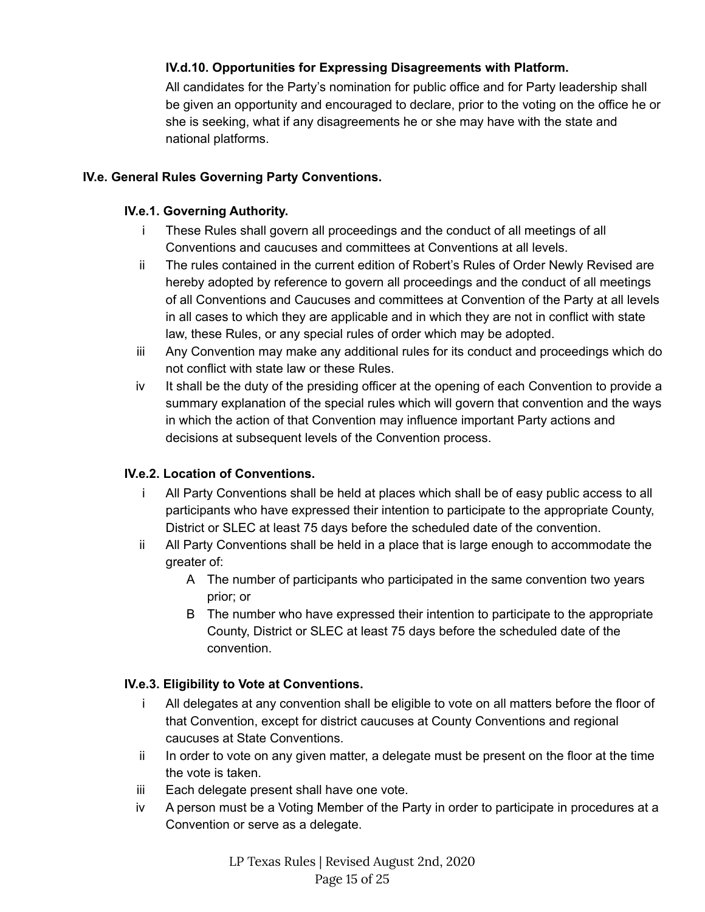#### IV.d.10. Opportunities for Expressing Disagreements with Platform.

All candidates for the Party's nomination for public office and for Party leadership shall be given an opportunity and encouraged to declare, prior to the voting on the office he or she is seeking, what if any disagreements he or she may have with the state and national platforms.

### IV.e. General Rules Governing Party Conventions.

#### IV.e.1. Governing Authority.

- i These Rules shall govern all proceedings and the conduct of all meetings of all Conventions and caucuses and committees at Conventions at all levels.
- ii The rules contained in the current edition of Robert's Rules of Order Newly Revised are hereby adopted by reference to govern all proceedings and the conduct of all meetings of all Conventions and Caucuses and committees at Convention of the Party at all levels in all cases to which they are applicable and in which they are not in conflict with state law, these Rules, or any special rules of order which may be adopted.
- iii Any Convention may make any additional rules for its conduct and proceedings which do not conflict with state law or these Rules.
- iv It shall be the duty of the presiding officer at the opening of each Convention to provide a summary explanation of the special rules which will govern that convention and the ways in which the action of that Convention may influence important Party actions and decisions at subsequent levels of the Convention process.

#### IV.e.2. Location of Conventions.

- i All Party Conventions shall be held at places which shall be of easy public access to all participants who have expressed their intention to participate to the appropriate County, District or SLEC at least 75 days before the scheduled date of the convention.
- ii All Party Conventions shall be held in a place that is large enough to accommodate the greater of:
  - A The number of participants who participated in the same convention two years prior; or
  - B The number who have expressed their intention to participate to the appropriate County, District or SLEC at least 75 days before the scheduled date of the convention.

#### IV.e.3. Eligibility to Vote at Conventions.

- i All delegates at any convention shall be eligible to vote on all matters before the floor of that Convention, except for district caucuses at County Conventions and regional caucuses at State Conventions.
- ii In order to vote on any given matter, a delegate must be present on the floor at the time the vote is taken.
- iii Each delegate present shall have one vote.
- iv A person must be a Voting Member of the Party in order to participate in procedures at a Convention or serve as a delegate.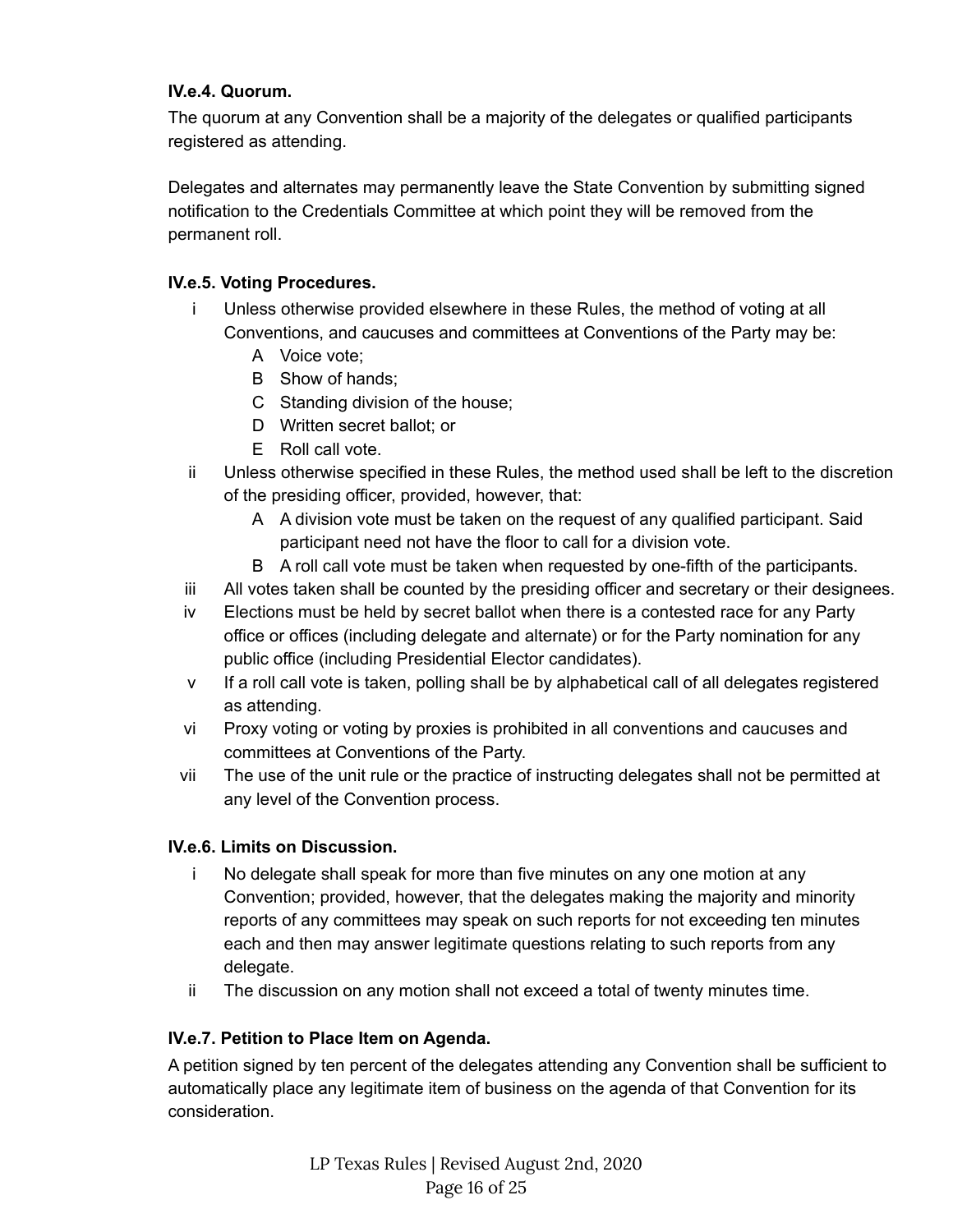**IV.e.4. Quorum.**

The quorum at any Convention shall be a majority of the delegates or qualified participants registered as attending.

Delegates and alternates may permanently leave the State Convention by submitting signed notification to the Credentials Committee at which point they will be removed from the permanent roll.

**IV.e.5. Voting Procedures.**

- i Unless otherwise provided elsewhere in these Rules, the method of voting at all Conventions, and caucuses and committees at Conventions of the Party may be:
  - A Voice vote;
  - B Show of hands;
  - C Standing division of the house;
  - D Written secret ballot; or
  - E Roll call vote.
- ii Unless otherwise specified in these Rules, the method used shall be left to the discretion of the presiding officer, provided, however, that:
  - A A division vote must be taken on the request of any qualified participant. Said participant need not have the floor to call for a division vote.
  - B A roll call vote must be taken when requested by one-fifth of the participants.
- iii All votes taken shall be counted by the presiding officer and secretary or their designees.
- iv Elections must be held by secret ballot when there is a contested race for any Party office or offices (including delegate and alternate) or for the Party nomination for any public office (including Presidential Elector candidates).
- v If a roll call vote is taken, polling shall be by alphabetical call of all delegates registered as attending.
- vi Proxy voting or voting by proxies is prohibited in all conventions and caucuses and committees at Conventions of the Party.
- vii The use of the unit rule or the practice of instructing delegates shall not be permitted at any level of the Convention process.

**IV.e.6. Limits on Discussion.**

- i No delegate shall speak for more than five minutes on any one motion at any Convention; provided, however, that the delegates making the majority and minority reports of any committees may speak on such reports for not exceeding ten minutes each and then may answer legitimate questions relating to such reports from any delegate.
- ii The discussion on any motion shall not exceed a total of twenty minutes time.

**IV.e.7. Petition to Place Item on Agenda.**

A petition signed by ten percent of the delegates attending any Convention shall be sufficient to automatically place any legitimate item of business on the agenda of that Convention for its consideration.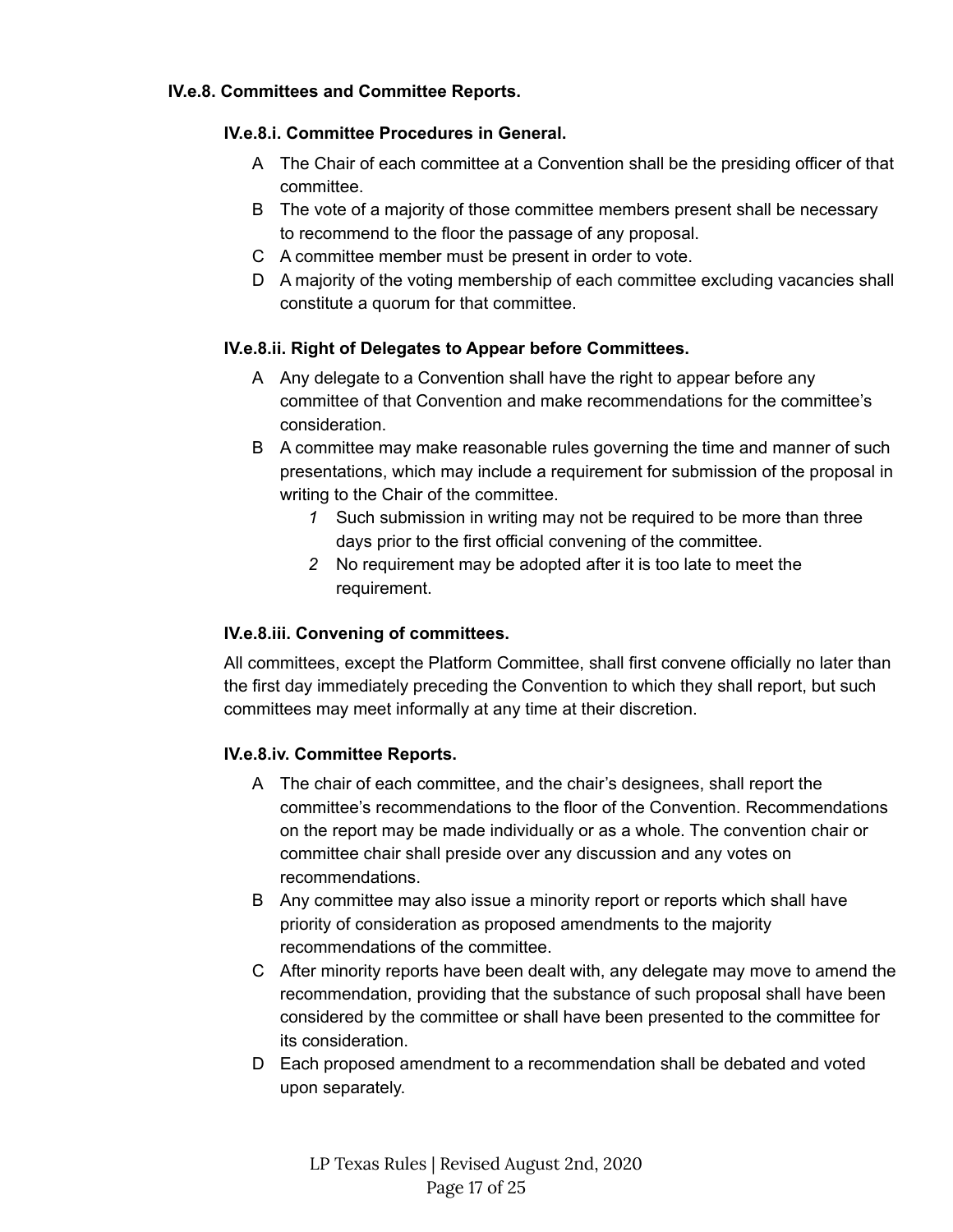### IV.e.8. Committees and Committee Reports.

#### IV.e.8.i. Committee Procedures in General.

- A The Chair of each committee at a Convention shall be the presiding officer of that committee.
- B The vote of a majority of those committee members present shall be necessary to recommend to the floor the passage of any proposal.
- C A committee member must be present in order to vote.
- D A majority of the voting membership of each committee excluding vacancies shall constitute a quorum for that committee.

#### IV.e.8.ii. Right of Delegates to Appear before Committees.

- A Any delegate to a Convention shall have the right to appear before any committee of that Convention and make recommendations for the committee's consideration.
- B A committee may make reasonable rules governing the time and manner of such presentations, which may include a requirement for submission of the proposal in writing to the Chair of the committee.
  - *1* Such submission in writing may not be required to be more than three days prior to the first official convening of the committee.
  - *2* No requirement may be adopted after it is too late to meet the requirement.

#### IV.e.8.iii. Convening of committees.

All committees, except the Platform Committee, shall first convene officially no later than the first day immediately preceding the Convention to which they shall report, but such committees may meet informally at any time at their discretion.

#### IV.e.8.iv. Committee Reports.

- A The chair of each committee, and the chair's designees, shall report the committee's recommendations to the floor of the Convention. Recommendations on the report may be made individually or as a whole. The convention chair or committee chair shall preside over any discussion and any votes on recommendations.
- B Any committee may also issue a minority report or reports which shall have priority of consideration as proposed amendments to the majority recommendations of the committee.
- C After minority reports have been dealt with, any delegate may move to amend the recommendation, providing that the substance of such proposal shall have been considered by the committee or shall have been presented to the committee for its consideration.
- D Each proposed amendment to a recommendation shall be debated and voted upon separately.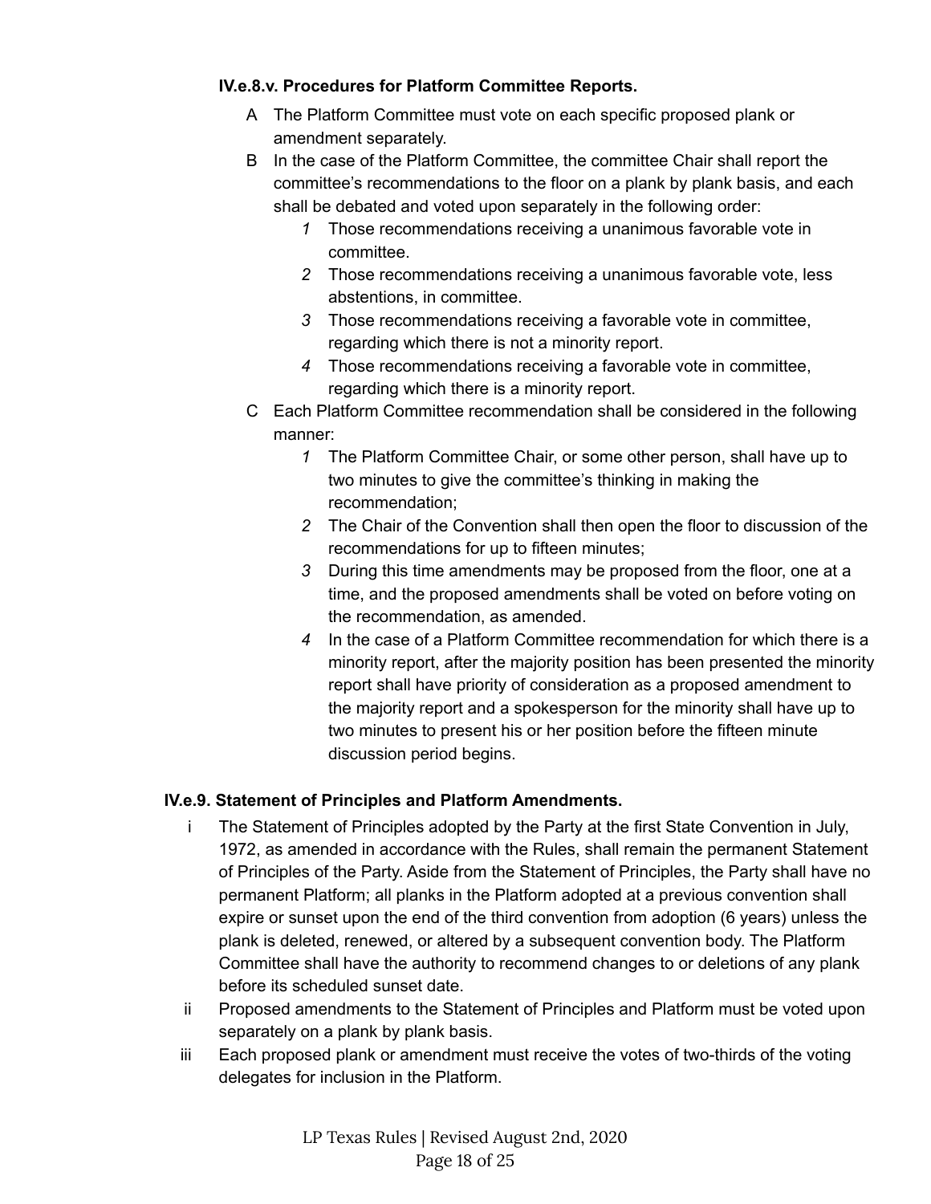**IV.e.8.v. Procedures for Platform Committee Reports.**

A The Platform Committee must vote on each specific proposed plank or amendment separately.

B In the case of the Platform Committee, the committee Chair shall report the committee's recommendations to the floor on a plank by plank basis, and each shall be debated and voted upon separately in the following order:

- *1* Those recommendations receiving a unanimous favorable vote in committee.
- *2* Those recommendations receiving a unanimous favorable vote, less abstentions, in committee.
- *3* Those recommendations receiving a favorable vote in committee, regarding which there is not a minority report.
- *4* Those recommendations receiving a favorable vote in committee, regarding which there is a minority report.

C Each Platform Committee recommendation shall be considered in the following manner:

- *1* The Platform Committee Chair, or some other person, shall have up to two minutes to give the committee's thinking in making the recommendation;
- *2* The Chair of the Convention shall then open the floor to discussion of the recommendations for up to fifteen minutes;
- *3* During this time amendments may be proposed from the floor, one at a time, and the proposed amendments shall be voted on before voting on the recommendation, as amended.
- *4* In the case of a Platform Committee recommendation for which there is a minority report, after the majority position has been presented the minority report shall have priority of consideration as a proposed amendment to the majority report and a spokesperson for the minority shall have up to two minutes to present his or her position before the fifteen minute discussion period begins.

**IV.e.9. Statement of Principles and Platform Amendments.**

i The Statement of Principles adopted by the Party at the first State Convention in July, 1972, as amended in accordance with the Rules, shall remain the permanent Statement of Principles of the Party. Aside from the Statement of Principles, the Party shall have no permanent Platform; all planks in the Platform adopted at a previous convention shall expire or sunset upon the end of the third convention from adoption (6 years) unless the plank is deleted, renewed, or altered by a subsequent convention body. The Platform Committee shall have the authority to recommend changes to or deletions of any plank before its scheduled sunset date.

ii Proposed amendments to the Statement of Principles and Platform must be voted upon separately on a plank by plank basis.

iii Each proposed plank or amendment must receive the votes of two-thirds of the voting delegates for inclusion in the Platform.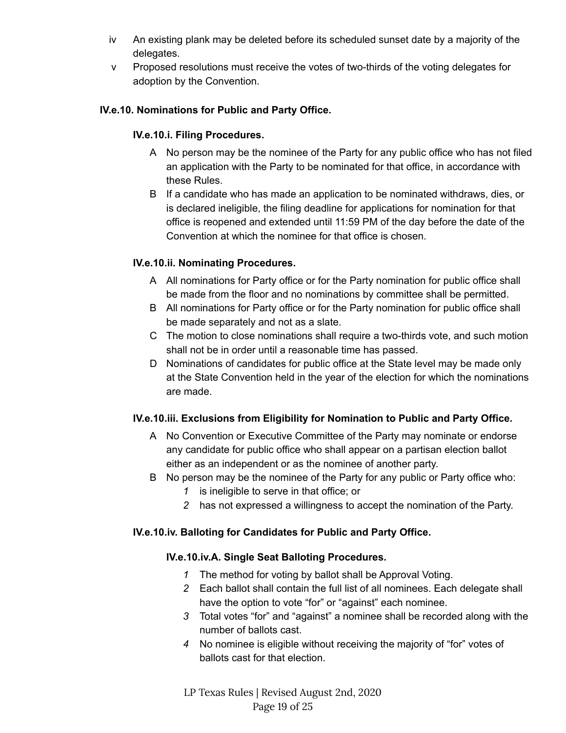iv An existing plank may be deleted before its scheduled sunset date by a majority of the delegates.

v Proposed resolutions must receive the votes of two-thirds of the voting delegates for adoption by the Convention.

### IV.e.10. Nominations for Public and Party Office.

#### IV.e.10.i. Filing Procedures.

A No person may be the nominee of the Party for any public office who has not filed an application with the Party to be nominated for that office, in accordance with these Rules.

B If a candidate who has made an application to be nominated withdraws, dies, or is declared ineligible, the filing deadline for applications for nomination for that office is reopened and extended until 11:59 PM of the day before the date of the Convention at which the nominee for that office is chosen.

#### IV.e.10.ii. Nominating Procedures.

A All nominations for Party office or for the Party nomination for public office shall be made from the floor and no nominations by committee shall be permitted.

B All nominations for Party office or for the Party nomination for public office shall be made separately and not as a slate.

C The motion to close nominations shall require a two-thirds vote, and such motion shall not be in order until a reasonable time has passed.

D Nominations of candidates for public office at the State level may be made only at the State Convention held in the year of the election for which the nominations are made.

#### IV.e.10.iii. Exclusions from Eligibility for Nomination to Public and Party Office.

A No Convention or Executive Committee of the Party may nominate or endorse any candidate for public office who shall appear on a partisan election ballot either as an independent or as the nominee of another party.

B No person may be the nominee of the Party for any public or Party office who:

*1* is ineligible to serve in that office; or

*2* has not expressed a willingness to accept the nomination of the Party.

#### IV.e.10.iv. Balloting for Candidates for Public and Party Office.

##### IV.e.10.iv.A. Single Seat Balloting Procedures.

*1* The method for voting by ballot shall be Approval Voting.

*2* Each ballot shall contain the full list of all nominees. Each delegate shall have the option to vote "for" or "against" each nominee.

*3* Total votes "for" and "against" a nominee shall be recorded along with the number of ballots cast.

*4* No nominee is eligible without receiving the majority of "for" votes of ballots cast for that election.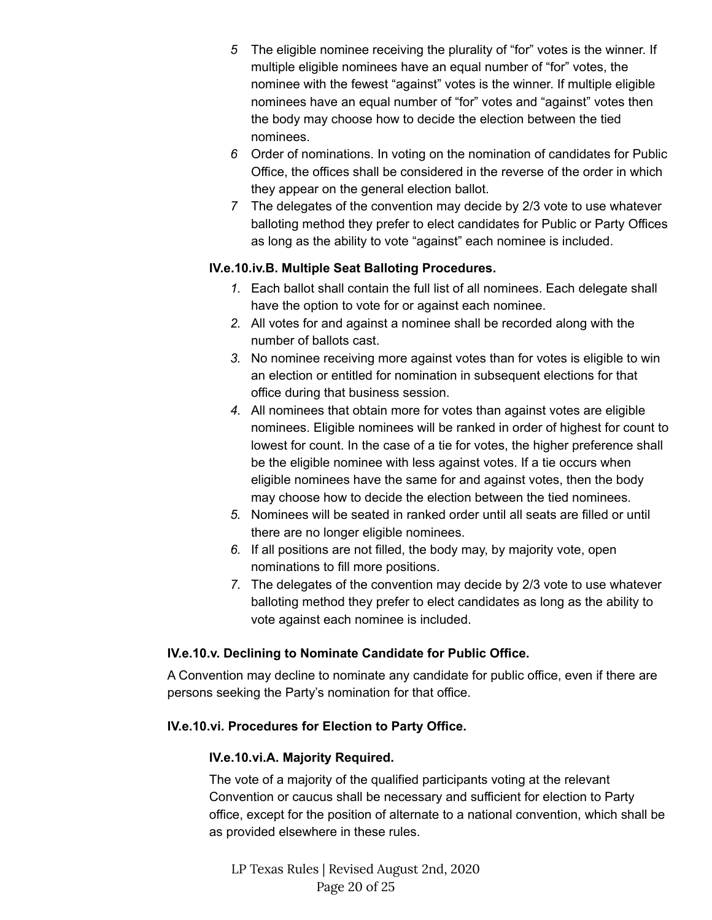5 The eligible nominee receiving the plurality of "for" votes is the winner. If multiple eligible nominees have an equal number of "for" votes, the nominee with the fewest "against" votes is the winner. If multiple eligible nominees have an equal number of "for" votes and "against" votes then the body may choose how to decide the election between the tied nominees.

6 Order of nominations. In voting on the nomination of candidates for Public Office, the offices shall be considered in the reverse of the order in which they appear on the general election ballot.

7 The delegates of the convention may decide by 2/3 vote to use whatever balloting method they prefer to elect candidates for Public or Party Offices as long as the ability to vote "against" each nominee is included.

#### IV.e.10.iv.B. Multiple Seat Balloting Procedures.

1. Each ballot shall contain the full list of all nominees. Each delegate shall have the option to vote for or against each nominee.
2. All votes for and against a nominee shall be recorded along with the number of ballots cast.
3. No nominee receiving more against votes than for votes is eligible to win an election or entitled for nomination in subsequent elections for that office during that business session.
4. All nominees that obtain more for votes than against votes are eligible nominees. Eligible nominees will be ranked in order of highest for count to lowest for count. In the case of a tie for votes, the higher preference shall be the eligible nominee with less against votes. If a tie occurs when eligible nominees have the same for and against votes, then the body may choose how to decide the election between the tied nominees.
5. Nominees will be seated in ranked order until all seats are filled or until there are no longer eligible nominees.
6. If all positions are not filled, the body may, by majority vote, open nominations to fill more positions.
7. The delegates of the convention may decide by 2/3 vote to use whatever balloting method they prefer to elect candidates as long as the ability to vote against each nominee is included.

### IV.e.10.v. Declining to Nominate Candidate for Public Office.

A Convention may decline to nominate any candidate for public office, even if there are persons seeking the Party's nomination for that office.

### IV.e.10.vi. Procedures for Election to Party Office.

#### IV.e.10.vi.A. Majority Required.

The vote of a majority of the qualified participants voting at the relevant Convention or caucus shall be necessary and sufficient for election to Party office, except for the position of alternate to a national convention, which shall be as provided elsewhere in these rules.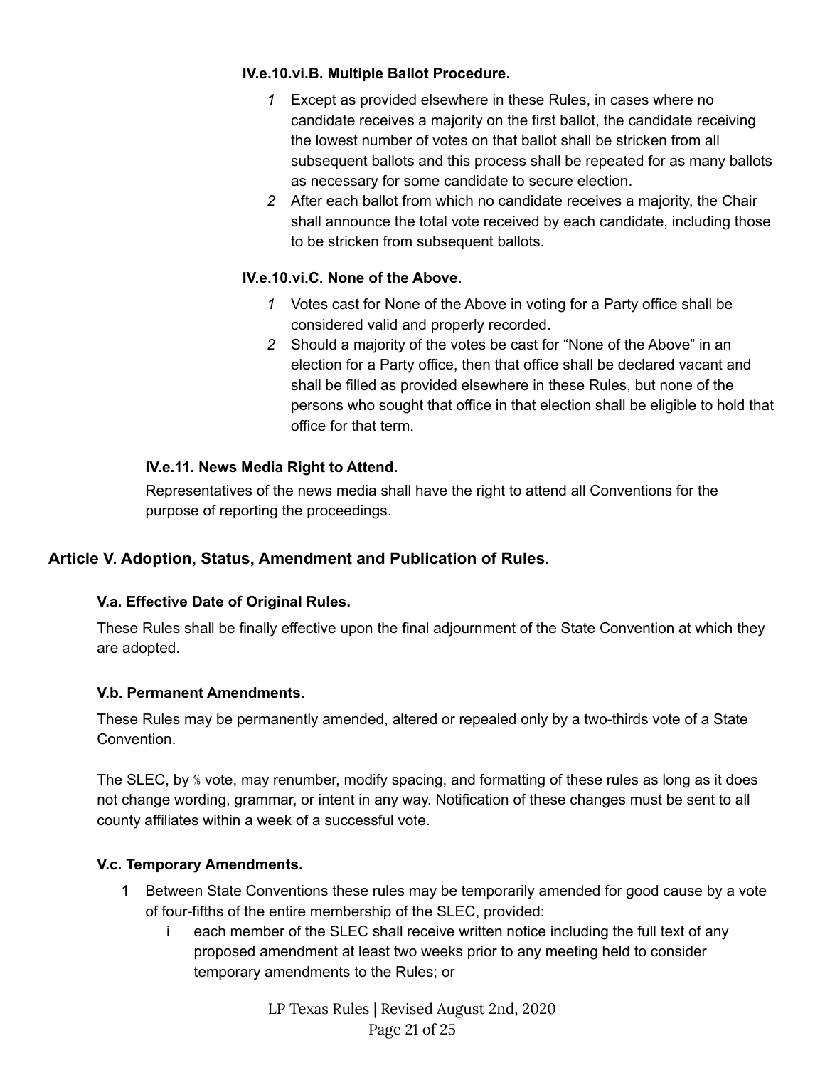#### IV.e.10.vi.B. Multiple Ballot Procedure.

1. Except as provided elsewhere in these Rules, in cases where no candidate receives a majority on the first ballot, the candidate receiving the lowest number of votes on that ballot shall be stricken from all subsequent ballots and this process shall be repeated for as many ballots as necessary for some candidate to secure election.
2. After each ballot from which no candidate receives a majority, the Chair shall announce the total vote received by each candidate, including those to be stricken from subsequent ballots.

#### IV.e.10.vi.C. None of the Above.

1. Votes cast for None of the Above in voting for a Party office shall be considered valid and properly recorded.
2. Should a majority of the votes be cast for "None of the Above" in an election for a Party office, then that office shall be declared vacant and shall be filled as provided elsewhere in these Rules, but none of the persons who sought that office in that election shall be eligible to hold that office for that term.

### IV.e.11. News Media Right to Attend.

Representatives of the news media shall have the right to attend all Conventions for the purpose of reporting the proceedings.

## Article V. Adoption, Status, Amendment and Publication of Rules.

### V.a. Effective Date of Original Rules.

These Rules shall be finally effective upon the final adjournment of the State Convention at which they are adopted.

### V.b. Permanent Amendments.

These Rules may be permanently amended, altered or repealed only by a two-thirds vote of a State Convention.

The SLEC, by ⅗ vote, may renumber, modify spacing, and formatting of these rules as long as it does not change wording, grammar, or intent in any way. Notification of these changes must be sent to all county affiliates within a week of a successful vote.

### V.c. Temporary Amendments.

1. Between State Conventions these rules may be temporarily amended for good cause by a vote of four-fifths of the entire membership of the SLEC, provided:
   - i each member of the SLEC shall receive written notice including the full text of any proposed amendment at least two weeks prior to any meeting held to consider temporary amendments to the Rules; or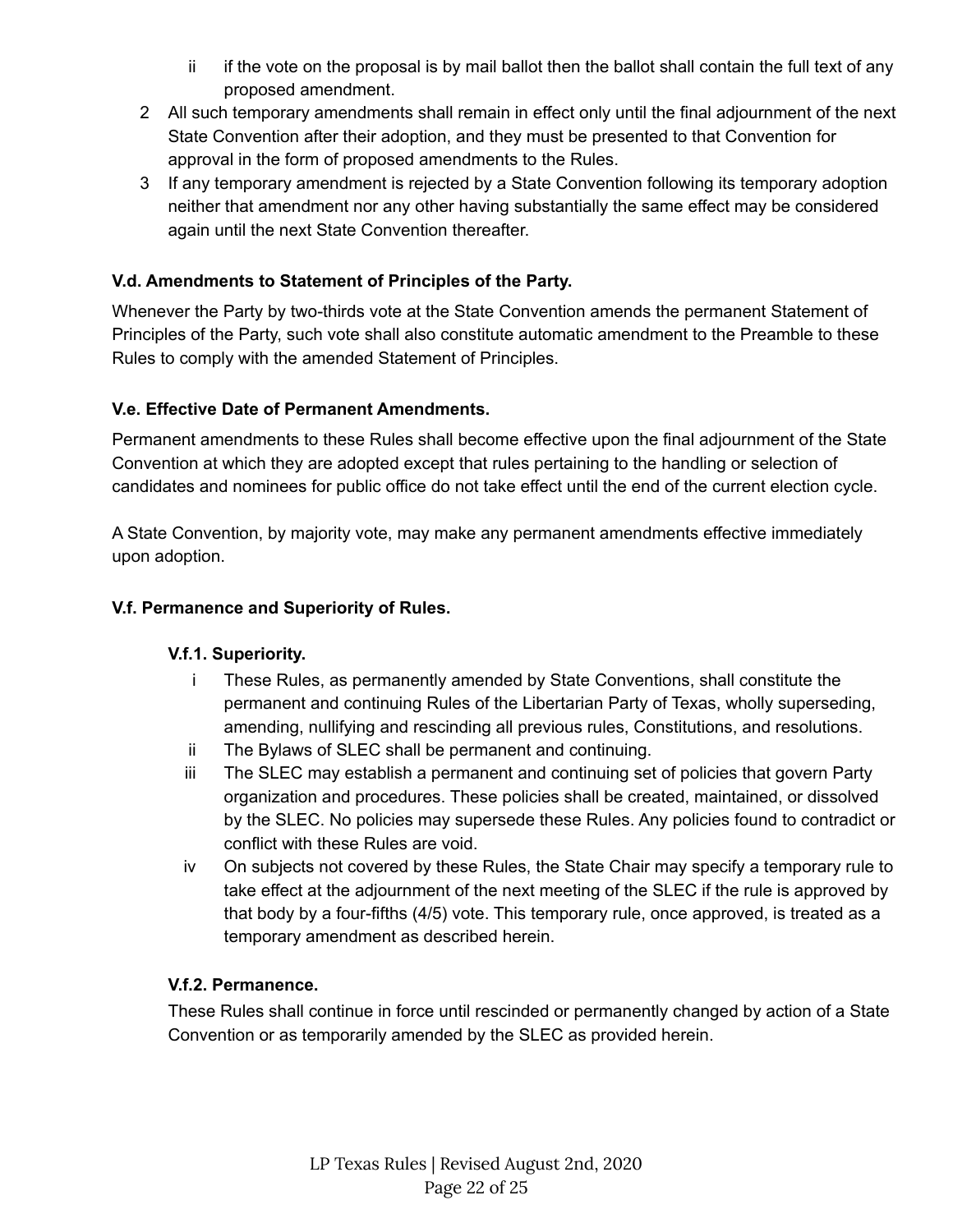- ii if the vote on the proposal is by mail ballot then the ballot shall contain the full text of any proposed amendment.
2. All such temporary amendments shall remain in effect only until the final adjournment of the next State Convention after their adoption, and they must be presented to that Convention for approval in the form of proposed amendments to the Rules.
3. If any temporary amendment is rejected by a State Convention following its temporary adoption neither that amendment nor any other having substantially the same effect may be considered again until the next State Convention thereafter.

### V.d. Amendments to Statement of Principles of the Party.

Whenever the Party by two-thirds vote at the State Convention amends the permanent Statement of Principles of the Party, such vote shall also constitute automatic amendment to the Preamble to these Rules to comply with the amended Statement of Principles.

### V.e. Effective Date of Permanent Amendments.

Permanent amendments to these Rules shall become effective upon the final adjournment of the State Convention at which they are adopted except that rules pertaining to the handling or selection of candidates and nominees for public office do not take effect until the end of the current election cycle.

A State Convention, by majority vote, may make any permanent amendments effective immediately upon adoption.

### V.f. Permanence and Superiority of Rules.

#### V.f.1. Superiority.

- i These Rules, as permanently amended by State Conventions, shall constitute the permanent and continuing Rules of the Libertarian Party of Texas, wholly superseding, amending, nullifying and rescinding all previous rules, Constitutions, and resolutions.
- ii The Bylaws of SLEC shall be permanent and continuing.
- iii The SLEC may establish a permanent and continuing set of policies that govern Party organization and procedures. These policies shall be created, maintained, or dissolved by the SLEC. No policies may supersede these Rules. Any policies found to contradict or conflict with these Rules are void.
- iv On subjects not covered by these Rules, the State Chair may specify a temporary rule to take effect at the adjournment of the next meeting of the SLEC if the rule is approved by that body by a four-fifths (4/5) vote. This temporary rule, once approved, is treated as a temporary amendment as described herein.

#### V.f.2. Permanence.

These Rules shall continue in force until rescinded or permanently changed by action of a State Convention or as temporarily amended by the SLEC as provided herein.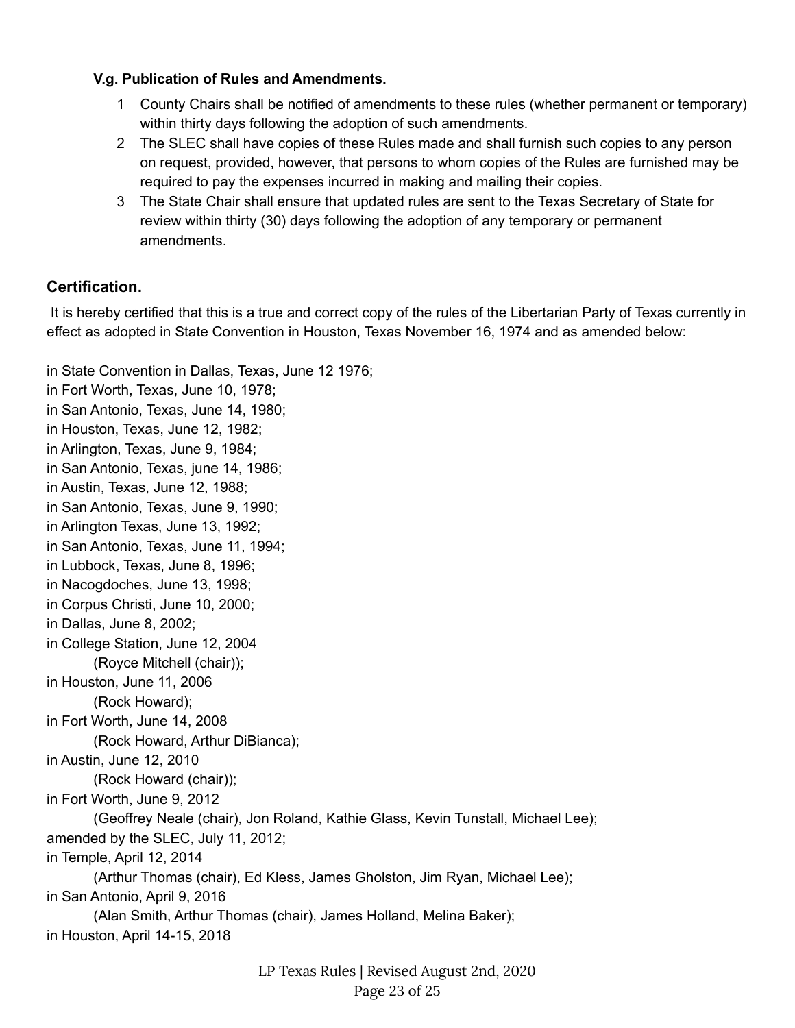**V.g. Publication of Rules and Amendments.**

1. County Chairs shall be notified of amendments to these rules (whether permanent or temporary) within thirty days following the adoption of such amendments.
2. The SLEC shall have copies of these Rules made and shall furnish such copies to any person on request, provided, however, that persons to whom copies of the Rules are furnished may be required to pay the expenses incurred in making and mailing their copies.
3. The State Chair shall ensure that updated rules are sent to the Texas Secretary of State for review within thirty (30) days following the adoption of any temporary or permanent amendments.

### Certification.

It is hereby certified that this is a true and correct copy of the rules of the Libertarian Party of Texas currently in effect as adopted in State Convention in Houston, Texas November 16, 1974 and as amended below:

in State Convention in Dallas, Texas, June 12 1976;
in Fort Worth, Texas, June 10, 1978;
in San Antonio, Texas, June 14, 1980;
in Houston, Texas, June 12, 1982;
in Arlington, Texas, June 9, 1984;
in San Antonio, Texas, june 14, 1986;
in Austin, Texas, June 12, 1988;
in San Antonio, Texas, June 9, 1990;
in Arlington Texas, June 13, 1992;
in San Antonio, Texas, June 11, 1994;
in Lubbock, Texas, June 8, 1996;
in Nacogdoches, June 13, 1998;
in Corpus Christi, June 10, 2000;
in Dallas, June 8, 2002;
in College Station, June 12, 2004
    (Royce Mitchell (chair));
in Houston, June 11, 2006
    (Rock Howard);
in Fort Worth, June 14, 2008
    (Rock Howard, Arthur DiBianca);
in Austin, June 12, 2010
    (Rock Howard (chair));
in Fort Worth, June 9, 2012
    (Geoffrey Neale (chair), Jon Roland, Kathie Glass, Kevin Tunstall, Michael Lee);
amended by the SLEC, July 11, 2012;
in Temple, April 12, 2014
    (Arthur Thomas (chair), Ed Kless, James Gholston, Jim Ryan, Michael Lee);
in San Antonio, April 9, 2016
    (Alan Smith, Arthur Thomas (chair), James Holland, Melina Baker);
in Houston, April 14-15, 2018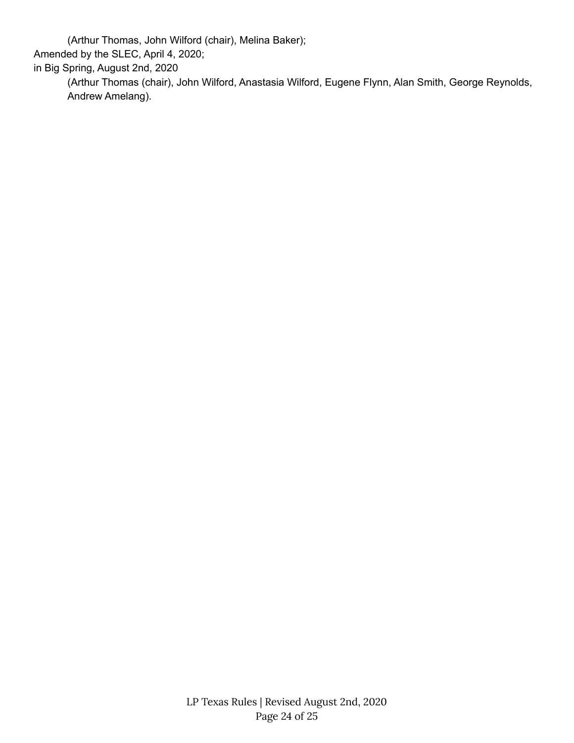(Arthur Thomas, John Wilford (chair), Melina Baker);

Amended by the SLEC, April 4, 2020;

in Big Spring, August 2nd, 2020

(Arthur Thomas (chair), John Wilford, Anastasia Wilford, Eugene Flynn, Alan Smith, George Reynolds, Andrew Amelang).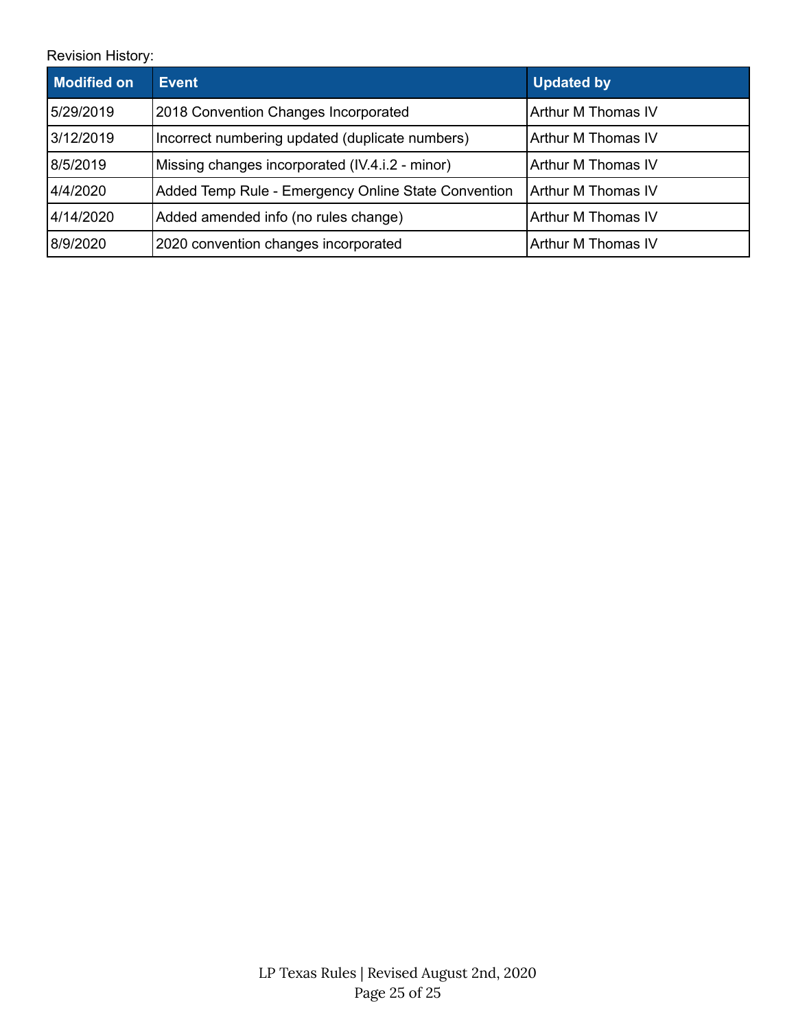Revision History:

| Modified on | Event | Updated by |
|---|---|---|
| 5/29/2019 | 2018 Convention Changes Incorporated | Arthur M Thomas IV |
| 3/12/2019 | Incorrect numbering updated (duplicate numbers) | Arthur M Thomas IV |
| 8/5/2019 | Missing changes incorporated (IV.4.i.2 - minor) | Arthur M Thomas IV |
| 4/4/2020 | Added Temp Rule - Emergency Online State Convention | Arthur M Thomas IV |
| 4/14/2020 | Added amended info (no rules change) | Arthur M Thomas IV |
| 8/9/2020 | 2020 convention changes incorporated | Arthur M Thomas IV |